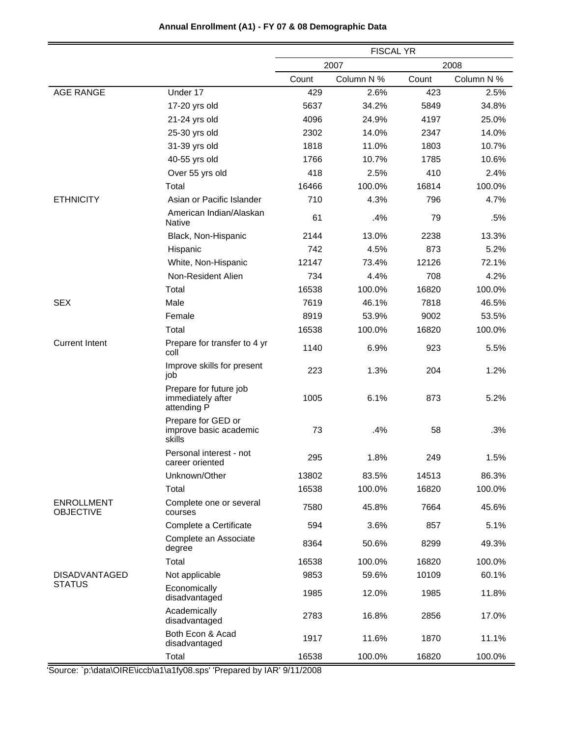**Annual Enrollment (A1) - FY 07 & 08 Demographic Data**

| | | FISCAL YR | | | |
|---|---|---|---|---|---|
| | | 2007 | | 2008 | |
| | | Count | Column N % | Count | Column N % |
| AGE RANGE | Under 17 | 429 | 2.6% | 423 | 2.5% |
| | 17-20 yrs old | 5637 | 34.2% | 5849 | 34.8% |
| | 21-24 yrs old | 4096 | 24.9% | 4197 | 25.0% |
| | 25-30 yrs old | 2302 | 14.0% | 2347 | 14.0% |
| | 31-39 yrs old | 1818 | 11.0% | 1803 | 10.7% |
| | 40-55 yrs old | 1766 | 10.7% | 1785 | 10.6% |
| | Over 55 yrs old | 418 | 2.5% | 410 | 2.4% |
| | Total | 16466 | 100.0% | 16814 | 100.0% |
| ETHNICITY | Asian or Pacific Islander | 710 | 4.3% | 796 | 4.7% |
| | American Indian/Alaskan Native | 61 | .4% | 79 | .5% |
| | Black, Non-Hispanic | 2144 | 13.0% | 2238 | 13.3% |
| | Hispanic | 742 | 4.5% | 873 | 5.2% |
| | White, Non-Hispanic | 12147 | 73.4% | 12126 | 72.1% |
| | Non-Resident Alien | 734 | 4.4% | 708 | 4.2% |
| | Total | 16538 | 100.0% | 16820 | 100.0% |
| SEX | Male | 7619 | 46.1% | 7818 | 46.5% |
| | Female | 8919 | 53.9% | 9002 | 53.5% |
| | Total | 16538 | 100.0% | 16820 | 100.0% |
| Current Intent | Prepare for transfer to 4 yr coll | 1140 | 6.9% | 923 | 5.5% |
| | Improve skills for present job | 223 | 1.3% | 204 | 1.2% |
| | Prepare for future job immediately after attending P | 1005 | 6.1% | 873 | 5.2% |
| | Prepare for GED or improve basic academic skills | 73 | .4% | 58 | .3% |
| | Personal interest - not career oriented | 295 | 1.8% | 249 | 1.5% |
| | Unknown/Other | 13802 | 83.5% | 14513 | 86.3% |
| | Total | 16538 | 100.0% | 16820 | 100.0% |
| ENROLLMENT OBJECTIVE | Complete one or several courses | 7580 | 45.8% | 7664 | 45.6% |
| | Complete a Certificate | 594 | 3.6% | 857 | 5.1% |
| | Complete an Associate degree | 8364 | 50.6% | 8299 | 49.3% |
| | Total | 16538 | 100.0% | 16820 | 100.0% |
| DISADVANTAGED STATUS | Not applicable | 9853 | 59.6% | 10109 | 60.1% |
| | Economically disadvantaged | 1985 | 12.0% | 1985 | 11.8% |
| | Academically disadvantaged | 2783 | 16.8% | 2856 | 17.0% |
| | Both Econ & Acad disadvantaged | 1917 | 11.6% | 1870 | 11.1% |
| | Total | 16538 | 100.0% | 16820 | 100.0% |

'Source: `p:\data\OIRE\iccb\a1\a1fy08.sps' 'Prepared by IAR' 9/11/2008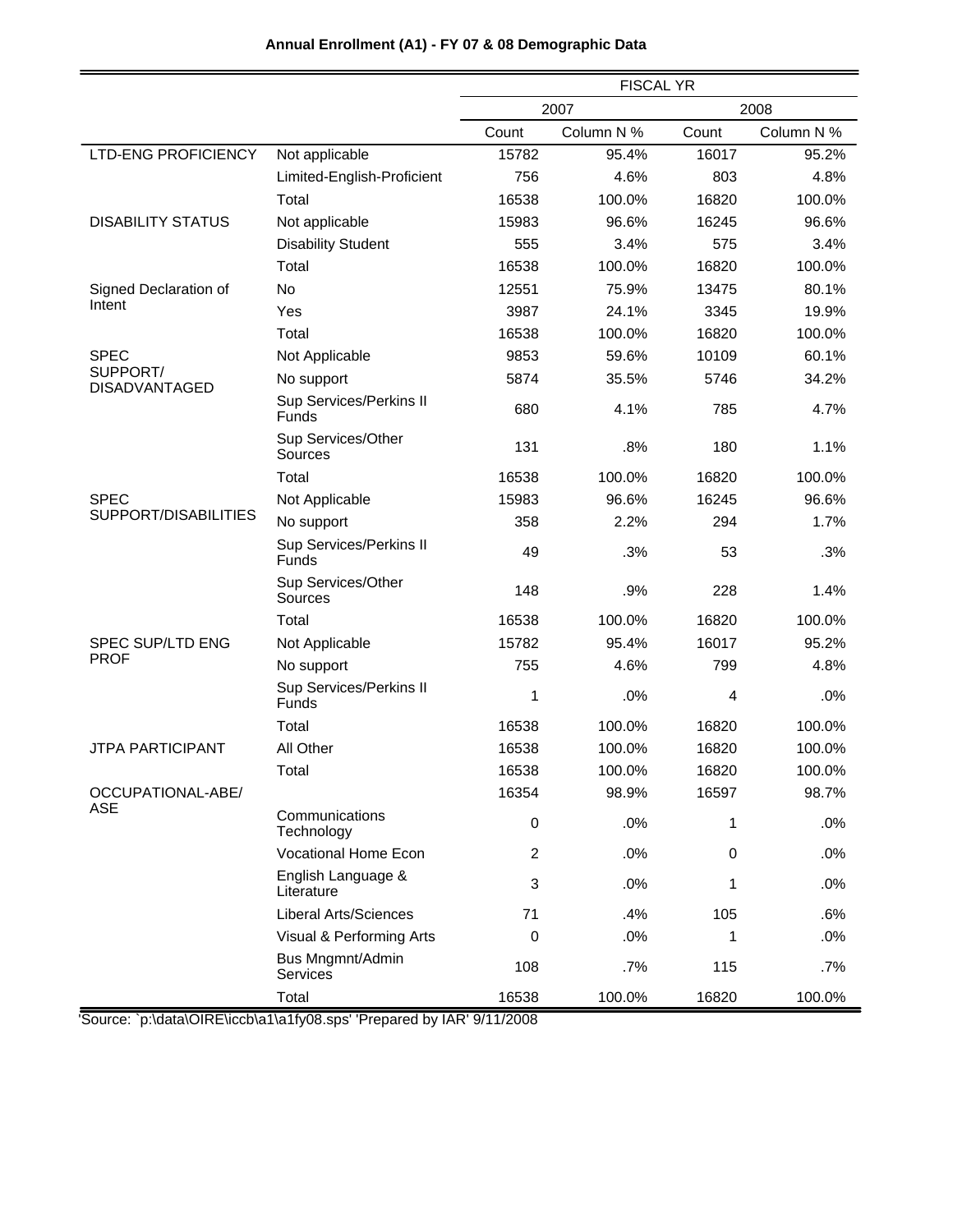**Annual Enrollment (A1) - FY 07 & 08 Demographic Data**

| | | FISCAL YR | | | |
|---|---|---|---|---|---|
| | | 2007 | | 2008 | |
| | | Count | Column N % | Count | Column N % |
| LTD-ENG PROFICIENCY | Not applicable | 15782 | 95.4% | 16017 | 95.2% |
| | Limited-English-Proficient | 756 | 4.6% | 803 | 4.8% |
| | Total | 16538 | 100.0% | 16820 | 100.0% |
| DISABILITY STATUS | Not applicable | 15983 | 96.6% | 16245 | 96.6% |
| | Disability Student | 555 | 3.4% | 575 | 3.4% |
| | Total | 16538 | 100.0% | 16820 | 100.0% |
| Signed Declaration of Intent | No | 12551 | 75.9% | 13475 | 80.1% |
| | Yes | 3987 | 24.1% | 3345 | 19.9% |
| | Total | 16538 | 100.0% | 16820 | 100.0% |
| SPEC SUPPORT/ DISADVANTAGED | Not Applicable | 9853 | 59.6% | 10109 | 60.1% |
| | No support | 5874 | 35.5% | 5746 | 34.2% |
| | Sup Services/Perkins II Funds | 680 | 4.1% | 785 | 4.7% |
| | Sup Services/Other Sources | 131 | .8% | 180 | 1.1% |
| | Total | 16538 | 100.0% | 16820 | 100.0% |
| SPEC SUPPORT/DISABILITIES | Not Applicable | 15983 | 96.6% | 16245 | 96.6% |
| | No support | 358 | 2.2% | 294 | 1.7% |
| | Sup Services/Perkins II Funds | 49 | .3% | 53 | .3% |
| | Sup Services/Other Sources | 148 | .9% | 228 | 1.4% |
| | Total | 16538 | 100.0% | 16820 | 100.0% |
| SPEC SUP/LTD ENG PROF | Not Applicable | 15782 | 95.4% | 16017 | 95.2% |
| | No support | 755 | 4.6% | 799 | 4.8% |
| | Sup Services/Perkins II Funds | 1 | .0% | 4 | .0% |
| | Total | 16538 | 100.0% | 16820 | 100.0% |
| JTPA PARTICIPANT | All Other | 16538 | 100.0% | 16820 | 100.0% |
| | Total | 16538 | 100.0% | 16820 | 100.0% |
| OCCUPATIONAL-ABE/ ASE | | 16354 | 98.9% | 16597 | 98.7% |
| | Communications Technology | 0 | .0% | 1 | .0% |
| | Vocational Home Econ | 2 | .0% | 0 | .0% |
| | English Language & Literature | 3 | .0% | 1 | .0% |
| | Liberal Arts/Sciences | 71 | .4% | 105 | .6% |
| | Visual & Performing Arts | 0 | .0% | 1 | .0% |
| | Bus Mngmnt/Admin Services | 108 | .7% | 115 | .7% |
| | Total | 16538 | 100.0% | 16820 | 100.0% |

'Source: `p:\data\OIRE\iccb\a1\a1fy08.sps' 'Prepared by IAR' 9/11/2008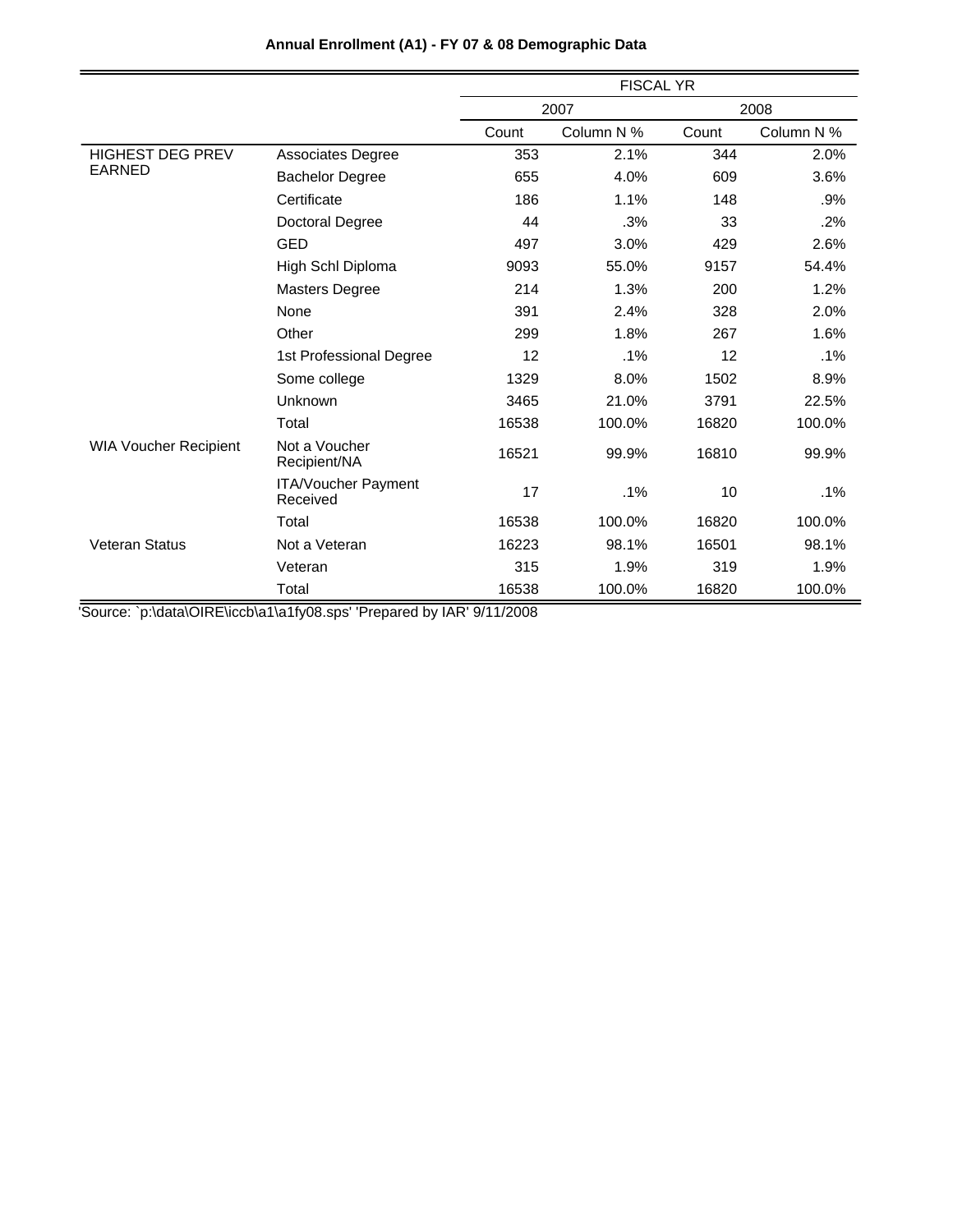**Annual Enrollment (A1) - FY 07 & 08 Demographic Data**

| | | FISCAL YR | | | |
|---|---|---|---|---|---|
| | | 2007 | | 2008 | |
| | | Count | Column N % | Count | Column N % |
| HIGHEST DEG PREV EARNED | Associates Degree | 353 | 2.1% | 344 | 2.0% |
| | Bachelor Degree | 655 | 4.0% | 609 | 3.6% |
| | Certificate | 186 | 1.1% | 148 | .9% |
| | Doctoral Degree | 44 | .3% | 33 | .2% |
| | GED | 497 | 3.0% | 429 | 2.6% |
| | High Schl Diploma | 9093 | 55.0% | 9157 | 54.4% |
| | Masters Degree | 214 | 1.3% | 200 | 1.2% |
| | None | 391 | 2.4% | 328 | 2.0% |
| | Other | 299 | 1.8% | 267 | 1.6% |
| | 1st Professional Degree | 12 | .1% | 12 | .1% |
| | Some college | 1329 | 8.0% | 1502 | 8.9% |
| | Unknown | 3465 | 21.0% | 3791 | 22.5% |
| | Total | 16538 | 100.0% | 16820 | 100.0% |
| WIA Voucher Recipient | Not a Voucher Recipient/NA | 16521 | 99.9% | 16810 | 99.9% |
| | ITA/Voucher Payment Received | 17 | .1% | 10 | .1% |
| | Total | 16538 | 100.0% | 16820 | 100.0% |
| Veteran Status | Not a Veteran | 16223 | 98.1% | 16501 | 98.1% |
| | Veteran | 315 | 1.9% | 319 | 1.9% |
| | Total | 16538 | 100.0% | 16820 | 100.0% |

'Source: `p:\data\OIRE\iccb\a1\a1fy08.sps' 'Prepared by IAR' 9/11/2008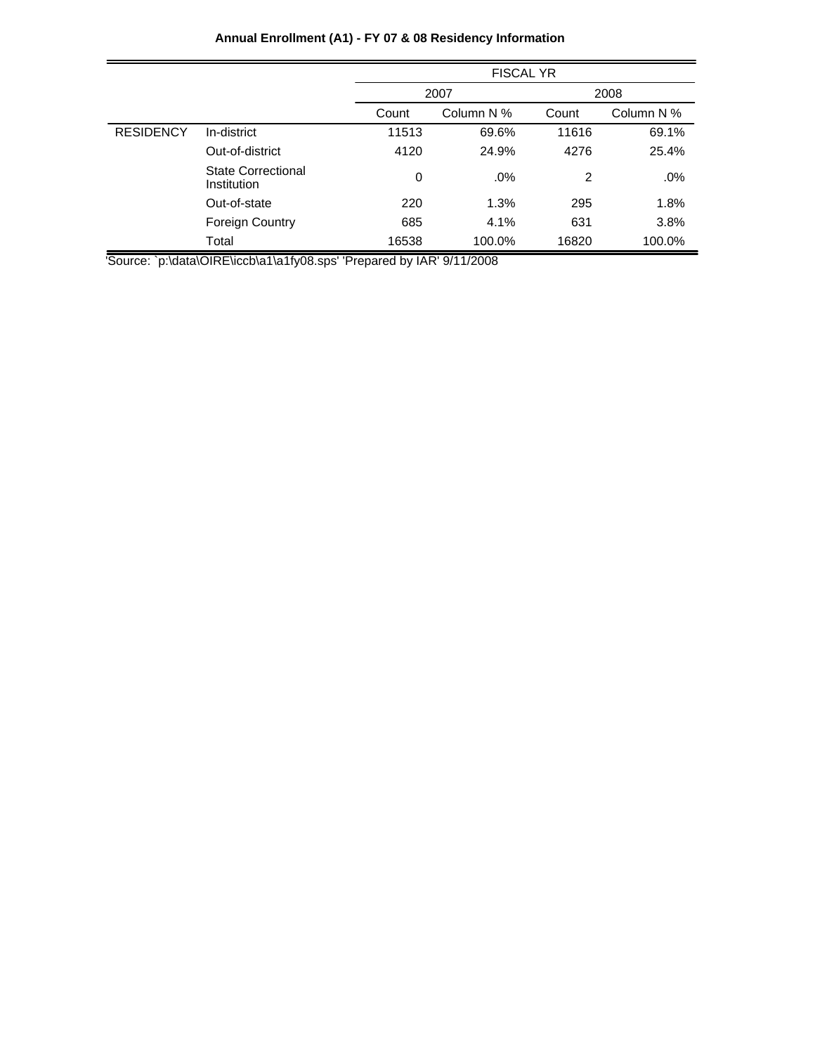**Annual Enrollment (A1) - FY 07 & 08 Residency Information**

| | | FISCAL YR | | | |
|---|---|---|---|---|---|
| | | 2007 | | 2008 | |
| | | Count | Column N % | Count | Column N % |
| RESIDENCY | In-district | 11513 | 69.6% | 11616 | 69.1% |
| | Out-of-district | 4120 | 24.9% | 4276 | 25.4% |
| | State Correctional Institution | 0 | .0% | 2 | .0% |
| | Out-of-state | 220 | 1.3% | 295 | 1.8% |
| | Foreign Country | 685 | 4.1% | 631 | 3.8% |
| | Total | 16538 | 100.0% | 16820 | 100.0% |

'Source: `p:\data\OIRE\iccb\a1\a1fy08.sps' 'Prepared by IAR' 9/11/2008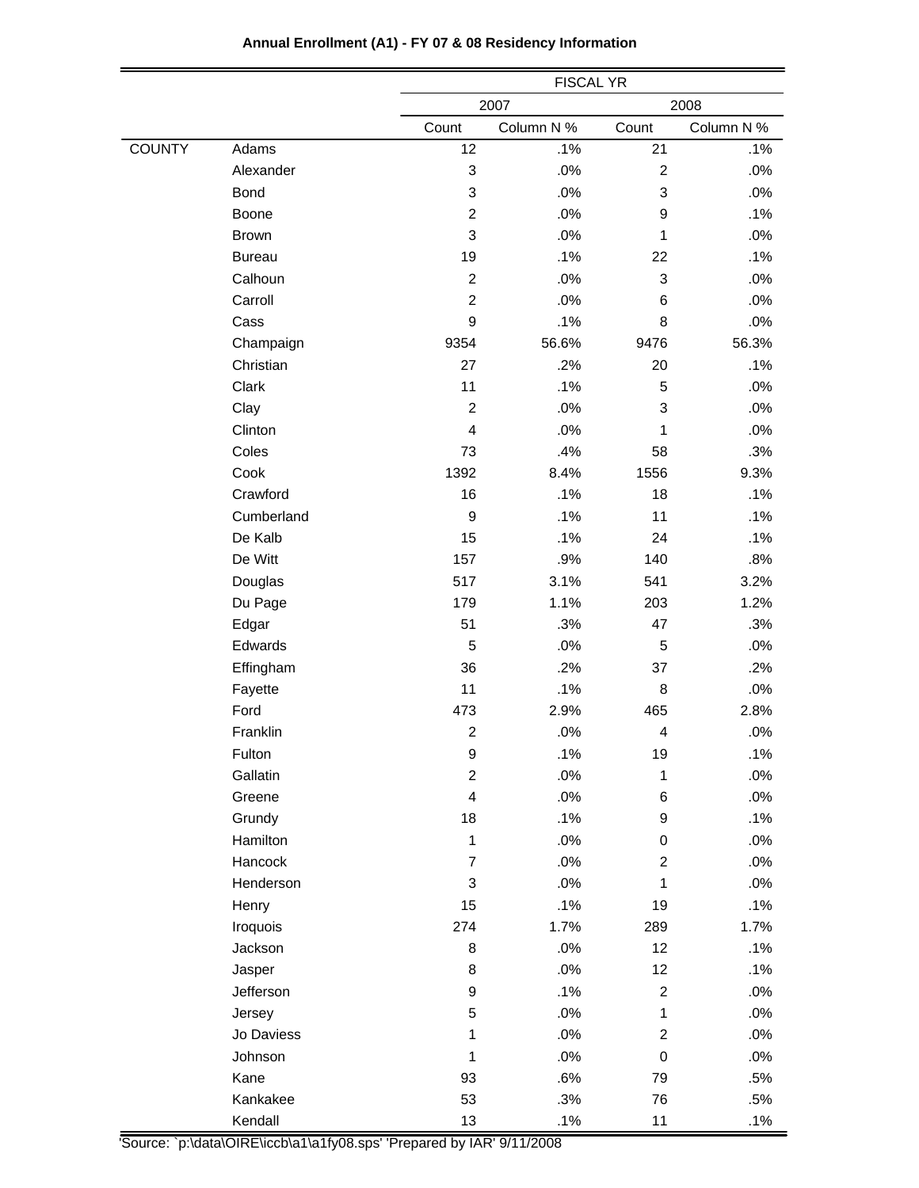**Annual Enrollment (A1) - FY 07 & 08 Residency Information**

| | | FISCAL YR | | | |
|---|---|---|---|---|---|
| | | 2007 | | 2008 | |
| | | Count | Column N % | Count | Column N % |
| COUNTY | Adams | 12 | .1% | 21 | .1% |
| | Alexander | 3 | .0% | 2 | .0% |
| | Bond | 3 | .0% | 3 | .0% |
| | Boone | 2 | .0% | 9 | .1% |
| | Brown | 3 | .0% | 1 | .0% |
| | Bureau | 19 | .1% | 22 | .1% |
| | Calhoun | 2 | .0% | 3 | .0% |
| | Carroll | 2 | .0% | 6 | .0% |
| | Cass | 9 | .1% | 8 | .0% |
| | Champaign | 9354 | 56.6% | 9476 | 56.3% |
| | Christian | 27 | .2% | 20 | .1% |
| | Clark | 11 | .1% | 5 | .0% |
| | Clay | 2 | .0% | 3 | .0% |
| | Clinton | 4 | .0% | 1 | .0% |
| | Coles | 73 | .4% | 58 | .3% |
| | Cook | 1392 | 8.4% | 1556 | 9.3% |
| | Crawford | 16 | .1% | 18 | .1% |
| | Cumberland | 9 | .1% | 11 | .1% |
| | De Kalb | 15 | .1% | 24 | .1% |
| | De Witt | 157 | .9% | 140 | .8% |
| | Douglas | 517 | 3.1% | 541 | 3.2% |
| | Du Page | 179 | 1.1% | 203 | 1.2% |
| | Edgar | 51 | .3% | 47 | .3% |
| | Edwards | 5 | .0% | 5 | .0% |
| | Effingham | 36 | .2% | 37 | .2% |
| | Fayette | 11 | .1% | 8 | .0% |
| | Ford | 473 | 2.9% | 465 | 2.8% |
| | Franklin | 2 | .0% | 4 | .0% |
| | Fulton | 9 | .1% | 19 | .1% |
| | Gallatin | 2 | .0% | 1 | .0% |
| | Greene | 4 | .0% | 6 | .0% |
| | Grundy | 18 | .1% | 9 | .1% |
| | Hamilton | 1 | .0% | 0 | .0% |
| | Hancock | 7 | .0% | 2 | .0% |
| | Henderson | 3 | .0% | 1 | .0% |
| | Henry | 15 | .1% | 19 | .1% |
| | Iroquois | 274 | 1.7% | 289 | 1.7% |
| | Jackson | 8 | .0% | 12 | .1% |
| | Jasper | 8 | .0% | 12 | .1% |
| | Jefferson | 9 | .1% | 2 | .0% |
| | Jersey | 5 | .0% | 1 | .0% |
| | Jo Daviess | 1 | .0% | 2 | .0% |
| | Johnson | 1 | .0% | 0 | .0% |
| | Kane | 93 | .6% | 79 | .5% |
| | Kankakee | 53 | .3% | 76 | .5% |
| | Kendall | 13 | .1% | 11 | .1% |

'Source: `p:\data\OIRE\iccb\a1\a1fy08.sps' 'Prepared by IAR' 9/11/2008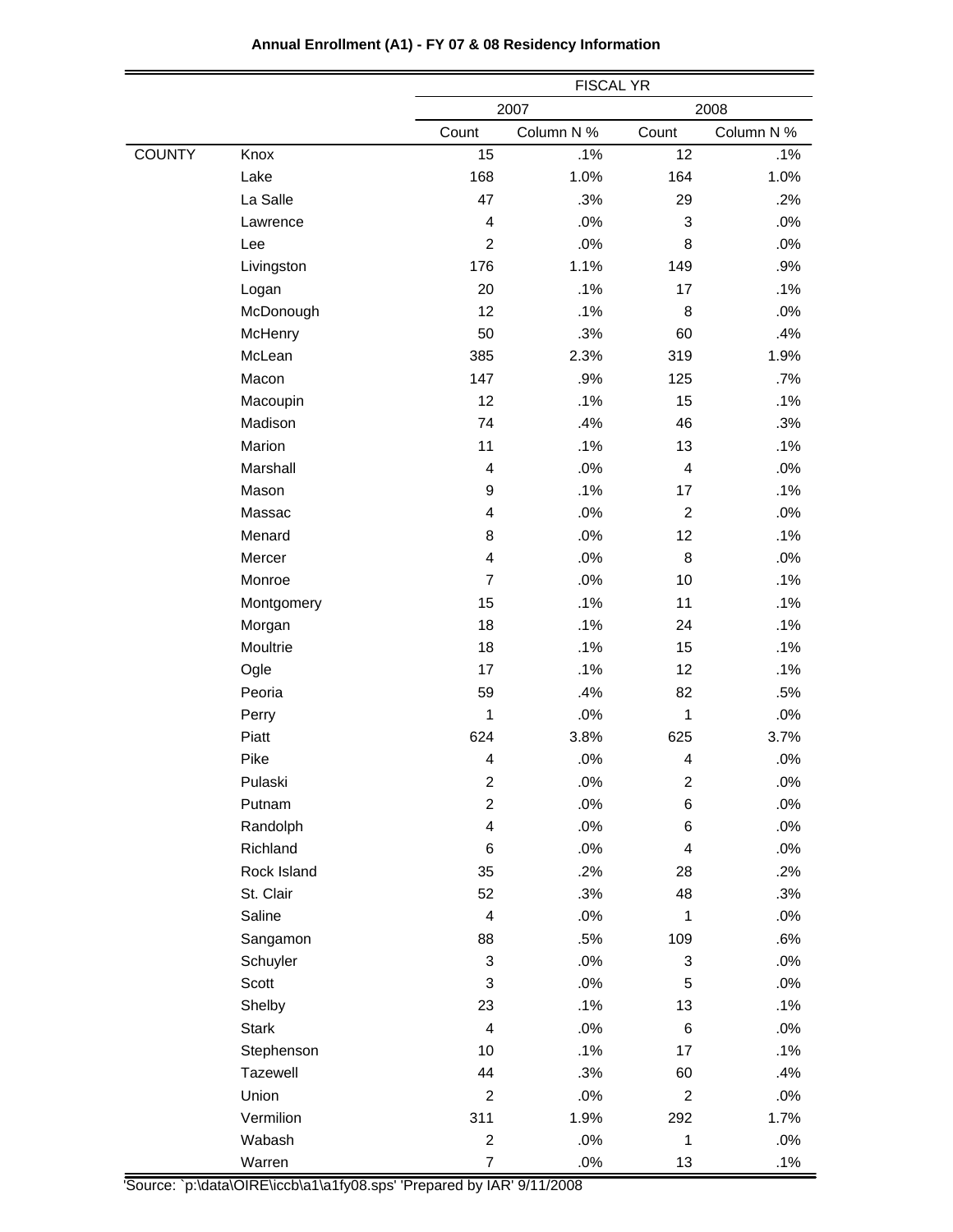**Annual Enrollment (A1) - FY 07 & 08 Residency Information**

| | | FISCAL YR | | | |
|---|---|---|---|---|---|
| | | 2007 | | 2008 | |
| | | Count | Column N % | Count | Column N % |
| COUNTY | Knox | 15 | .1% | 12 | .1% |
| | Lake | 168 | 1.0% | 164 | 1.0% |
| | La Salle | 47 | .3% | 29 | .2% |
| | Lawrence | 4 | .0% | 3 | .0% |
| | Lee | 2 | .0% | 8 | .0% |
| | Livingston | 176 | 1.1% | 149 | .9% |
| | Logan | 20 | .1% | 17 | .1% |
| | McDonough | 12 | .1% | 8 | .0% |
| | McHenry | 50 | .3% | 60 | .4% |
| | McLean | 385 | 2.3% | 319 | 1.9% |
| | Macon | 147 | .9% | 125 | .7% |
| | Macoupin | 12 | .1% | 15 | .1% |
| | Madison | 74 | .4% | 46 | .3% |
| | Marion | 11 | .1% | 13 | .1% |
| | Marshall | 4 | .0% | 4 | .0% |
| | Mason | 9 | .1% | 17 | .1% |
| | Massac | 4 | .0% | 2 | .0% |
| | Menard | 8 | .0% | 12 | .1% |
| | Mercer | 4 | .0% | 8 | .0% |
| | Monroe | 7 | .0% | 10 | .1% |
| | Montgomery | 15 | .1% | 11 | .1% |
| | Morgan | 18 | .1% | 24 | .1% |
| | Moultrie | 18 | .1% | 15 | .1% |
| | Ogle | 17 | .1% | 12 | .1% |
| | Peoria | 59 | .4% | 82 | .5% |
| | Perry | 1 | .0% | 1 | .0% |
| | Piatt | 624 | 3.8% | 625 | 3.7% |
| | Pike | 4 | .0% | 4 | .0% |
| | Pulaski | 2 | .0% | 2 | .0% |
| | Putnam | 2 | .0% | 6 | .0% |
| | Randolph | 4 | .0% | 6 | .0% |
| | Richland | 6 | .0% | 4 | .0% |
| | Rock Island | 35 | .2% | 28 | .2% |
| | St. Clair | 52 | .3% | 48 | .3% |
| | Saline | 4 | .0% | 1 | .0% |
| | Sangamon | 88 | .5% | 109 | .6% |
| | Schuyler | 3 | .0% | 3 | .0% |
| | Scott | 3 | .0% | 5 | .0% |
| | Shelby | 23 | .1% | 13 | .1% |
| | Stark | 4 | .0% | 6 | .0% |
| | Stephenson | 10 | .1% | 17 | .1% |
| | Tazewell | 44 | .3% | 60 | .4% |
| | Union | 2 | .0% | 2 | .0% |
| | Vermilion | 311 | 1.9% | 292 | 1.7% |
| | Wabash | 2 | .0% | 1 | .0% |
| | Warren | 7 | .0% | 13 | .1% |

'Source: `p:\data\OIRE\iccb\a1\a1fy08.sps' 'Prepared by IAR' 9/11/2008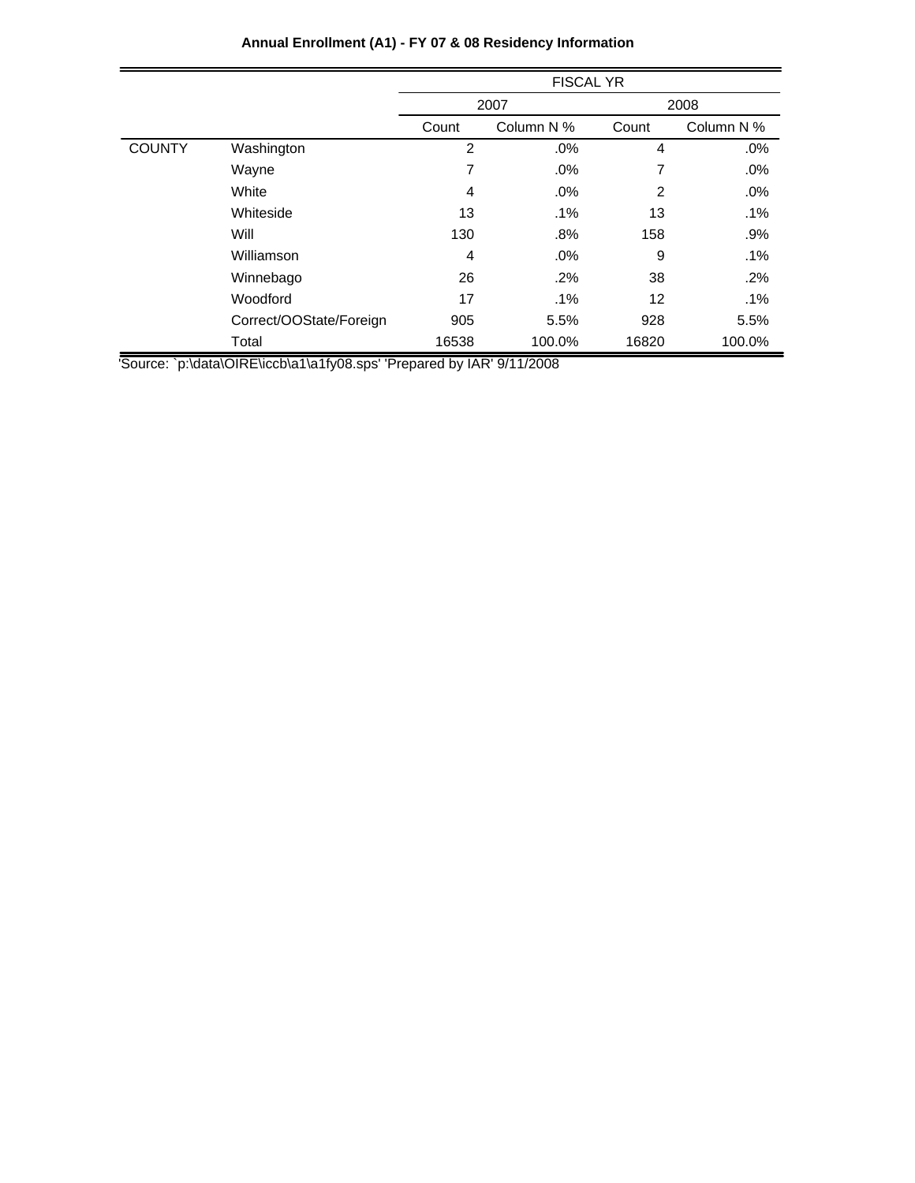**Annual Enrollment (A1) - FY 07 & 08 Residency Information**

| | | FISCAL YR | | | |
|---|---|---|---|---|---|
| | | 2007 | | 2008 | |
| | | Count | Column N % | Count | Column N % |
| COUNTY | Washington | 2 | .0% | 4 | .0% |
| | Wayne | 7 | .0% | 7 | .0% |
| | White | 4 | .0% | 2 | .0% |
| | Whiteside | 13 | .1% | 13 | .1% |
| | Will | 130 | .8% | 158 | .9% |
| | Williamson | 4 | .0% | 9 | .1% |
| | Winnebago | 26 | .2% | 38 | .2% |
| | Woodford | 17 | .1% | 12 | .1% |
| | Correct/OOState/Foreign | 905 | 5.5% | 928 | 5.5% |
| | Total | 16538 | 100.0% | 16820 | 100.0% |

'Source: `p:\data\OIRE\iccb\a1\a1fy08.sps' 'Prepared by IAR' 9/11/2008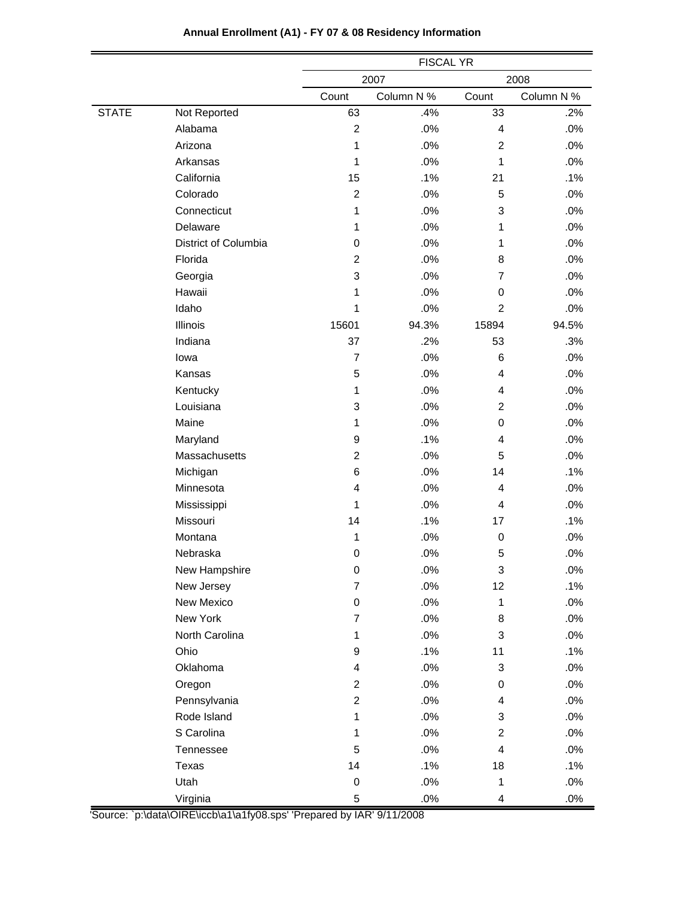**Annual Enrollment (A1) - FY 07 & 08 Residency Information**

| | | FISCAL YR | | | |
|---|---|---|---|---|---|
| | | 2007 | | 2008 | |
| | | Count | Column N % | Count | Column N % |
| STATE | Not Reported | 63 | .4% | 33 | .2% |
| | Alabama | 2 | .0% | 4 | .0% |
| | Arizona | 1 | .0% | 2 | .0% |
| | Arkansas | 1 | .0% | 1 | .0% |
| | California | 15 | .1% | 21 | .1% |
| | Colorado | 2 | .0% | 5 | .0% |
| | Connecticut | 1 | .0% | 3 | .0% |
| | Delaware | 1 | .0% | 1 | .0% |
| | District of Columbia | 0 | .0% | 1 | .0% |
| | Florida | 2 | .0% | 8 | .0% |
| | Georgia | 3 | .0% | 7 | .0% |
| | Hawaii | 1 | .0% | 0 | .0% |
| | Idaho | 1 | .0% | 2 | .0% |
| | Illinois | 15601 | 94.3% | 15894 | 94.5% |
| | Indiana | 37 | .2% | 53 | .3% |
| | Iowa | 7 | .0% | 6 | .0% |
| | Kansas | 5 | .0% | 4 | .0% |
| | Kentucky | 1 | .0% | 4 | .0% |
| | Louisiana | 3 | .0% | 2 | .0% |
| | Maine | 1 | .0% | 0 | .0% |
| | Maryland | 9 | .1% | 4 | .0% |
| | Massachusetts | 2 | .0% | 5 | .0% |
| | Michigan | 6 | .0% | 14 | .1% |
| | Minnesota | 4 | .0% | 4 | .0% |
| | Mississippi | 1 | .0% | 4 | .0% |
| | Missouri | 14 | .1% | 17 | .1% |
| | Montana | 1 | .0% | 0 | .0% |
| | Nebraska | 0 | .0% | 5 | .0% |
| | New Hampshire | 0 | .0% | 3 | .0% |
| | New Jersey | 7 | .0% | 12 | .1% |
| | New Mexico | 0 | .0% | 1 | .0% |
| | New York | 7 | .0% | 8 | .0% |
| | North Carolina | 1 | .0% | 3 | .0% |
| | Ohio | 9 | .1% | 11 | .1% |
| | Oklahoma | 4 | .0% | 3 | .0% |
| | Oregon | 2 | .0% | 0 | .0% |
| | Pennsylvania | 2 | .0% | 4 | .0% |
| | Rode Island | 1 | .0% | 3 | .0% |
| | S Carolina | 1 | .0% | 2 | .0% |
| | Tennessee | 5 | .0% | 4 | .0% |
| | Texas | 14 | .1% | 18 | .1% |
| | Utah | 0 | .0% | 1 | .0% |
| | Virginia | 5 | .0% | 4 | .0% |

'Source: `p:\data\OIRE\iccb\a1\a1fy08.sps' 'Prepared by IAR' 9/11/2008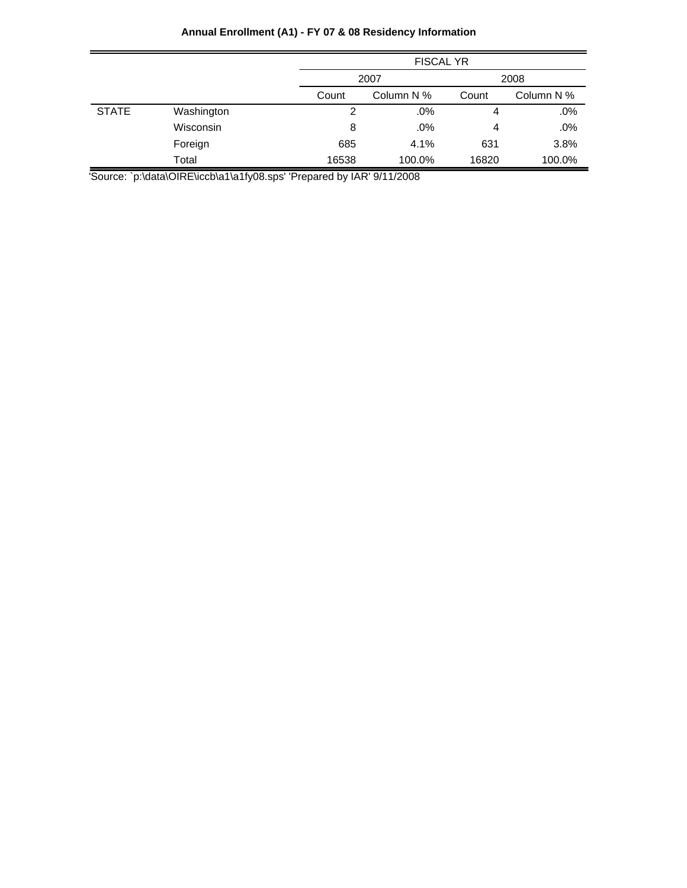**Annual Enrollment (A1) - FY 07 & 08 Residency Information**

| | | FISCAL YR | | | |
|---|---|---|---|---|---|
| | | 2007 | | 2008 | |
| | | Count | Column N % | Count | Column N % |
| STATE | Washington | 2 | .0% | 4 | .0% |
| | Wisconsin | 8 | .0% | 4 | .0% |
| | Foreign | 685 | 4.1% | 631 | 3.8% |
| | Total | 16538 | 100.0% | 16820 | 100.0% |

'Source: `p:\data\OIRE\iccb\a1\a1fy08.sps' 'Prepared by IAR' 9/11/2008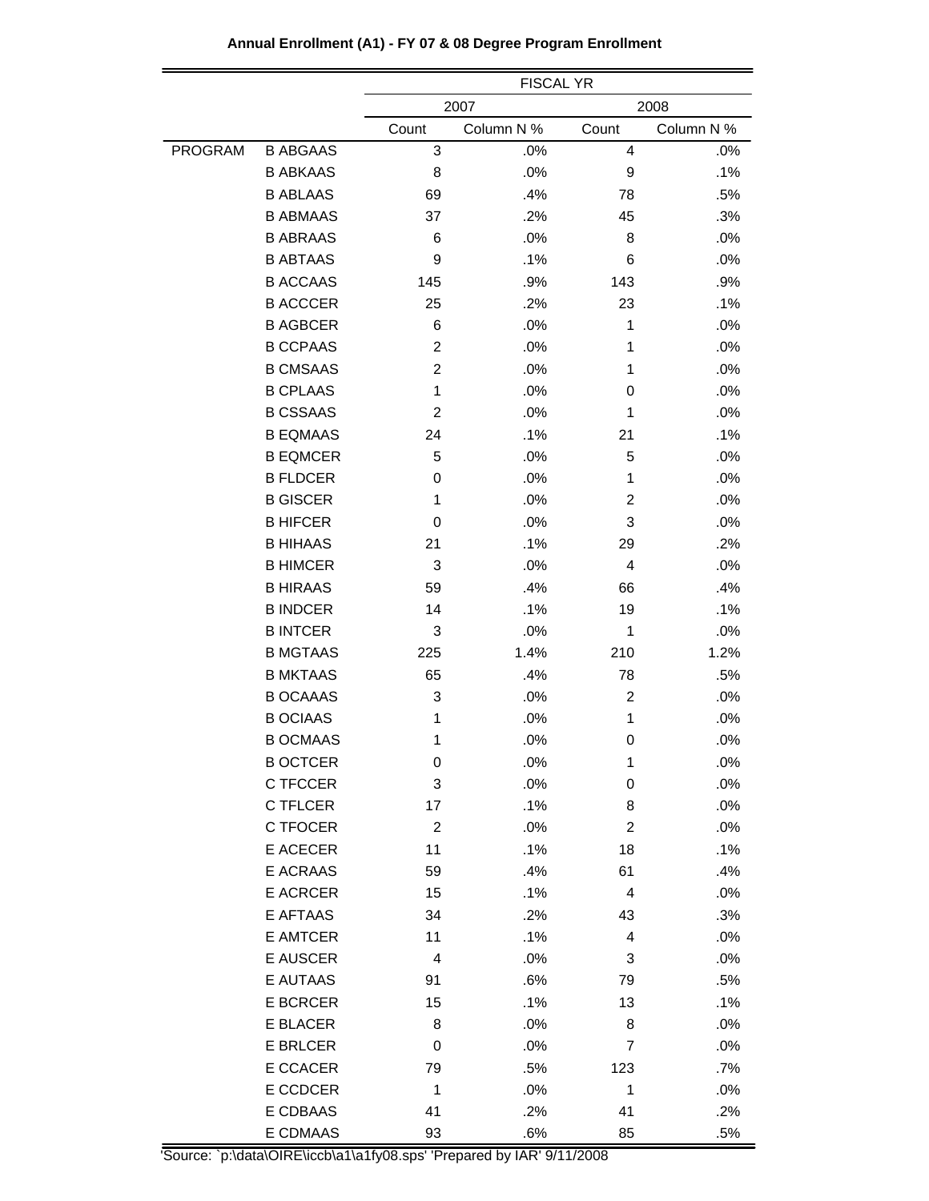**Annual Enrollment (A1) - FY 07 & 08 Degree Program Enrollment**

| | | FISCAL YR | | | |
|---|---|---|---|---|---|
| | | 2007 | | 2008 | |
| | | Count | Column N % | Count | Column N % |
| PROGRAM | B ABGAAS | 3 | .0% | 4 | .0% |
| | B ABKAAS | 8 | .0% | 9 | .1% |
| | B ABLAAS | 69 | .4% | 78 | .5% |
| | B ABMAAS | 37 | .2% | 45 | .3% |
| | B ABRAAS | 6 | .0% | 8 | .0% |
| | B ABTAAS | 9 | .1% | 6 | .0% |
| | B ACCAAS | 145 | .9% | 143 | .9% |
| | B ACCCER | 25 | .2% | 23 | .1% |
| | B AGBCER | 6 | .0% | 1 | .0% |
| | B CCPAAS | 2 | .0% | 1 | .0% |
| | B CMSAAS | 2 | .0% | 1 | .0% |
| | B CPLAAS | 1 | .0% | 0 | .0% |
| | B CSSAAS | 2 | .0% | 1 | .0% |
| | B EQMAAS | 24 | .1% | 21 | .1% |
| | B EQMCER | 5 | .0% | 5 | .0% |
| | B FLDCER | 0 | .0% | 1 | .0% |
| | B GISCER | 1 | .0% | 2 | .0% |
| | B HIFCER | 0 | .0% | 3 | .0% |
| | B HIHAAS | 21 | .1% | 29 | .2% |
| | B HIMCER | 3 | .0% | 4 | .0% |
| | B HIRAAS | 59 | .4% | 66 | .4% |
| | B INDCER | 14 | .1% | 19 | .1% |
| | B INTCER | 3 | .0% | 1 | .0% |
| | B MGTAAS | 225 | 1.4% | 210 | 1.2% |
| | B MKTAAS | 65 | .4% | 78 | .5% |
| | B OCAAAS | 3 | .0% | 2 | .0% |
| | B OCIAAS | 1 | .0% | 1 | .0% |
| | B OCMAAS | 1 | .0% | 0 | .0% |
| | B OCTCER | 0 | .0% | 1 | .0% |
| | C TFCCER | 3 | .0% | 0 | .0% |
| | C TFLCER | 17 | .1% | 8 | .0% |
| | C TFOCER | 2 | .0% | 2 | .0% |
| | E ACECER | 11 | .1% | 18 | .1% |
| | E ACRAAS | 59 | .4% | 61 | .4% |
| | E ACRCER | 15 | .1% | 4 | .0% |
| | E AFTAAS | 34 | .2% | 43 | .3% |
| | E AMTCER | 11 | .1% | 4 | .0% |
| | E AUSCER | 4 | .0% | 3 | .0% |
| | E AUTAAS | 91 | .6% | 79 | .5% |
| | E BCRCER | 15 | .1% | 13 | .1% |
| | E BLACER | 8 | .0% | 8 | .0% |
| | E BRLCER | 0 | .0% | 7 | .0% |
| | E CCACER | 79 | .5% | 123 | .7% |
| | E CCDCER | 1 | .0% | 1 | .0% |
| | E CDBAAS | 41 | .2% | 41 | .2% |
| | E CDMAAS | 93 | .6% | 85 | .5% |

'Source: `p:\data\OIRE\iccb\a1\a1fy08.sps' 'Prepared by IAR' 9/11/2008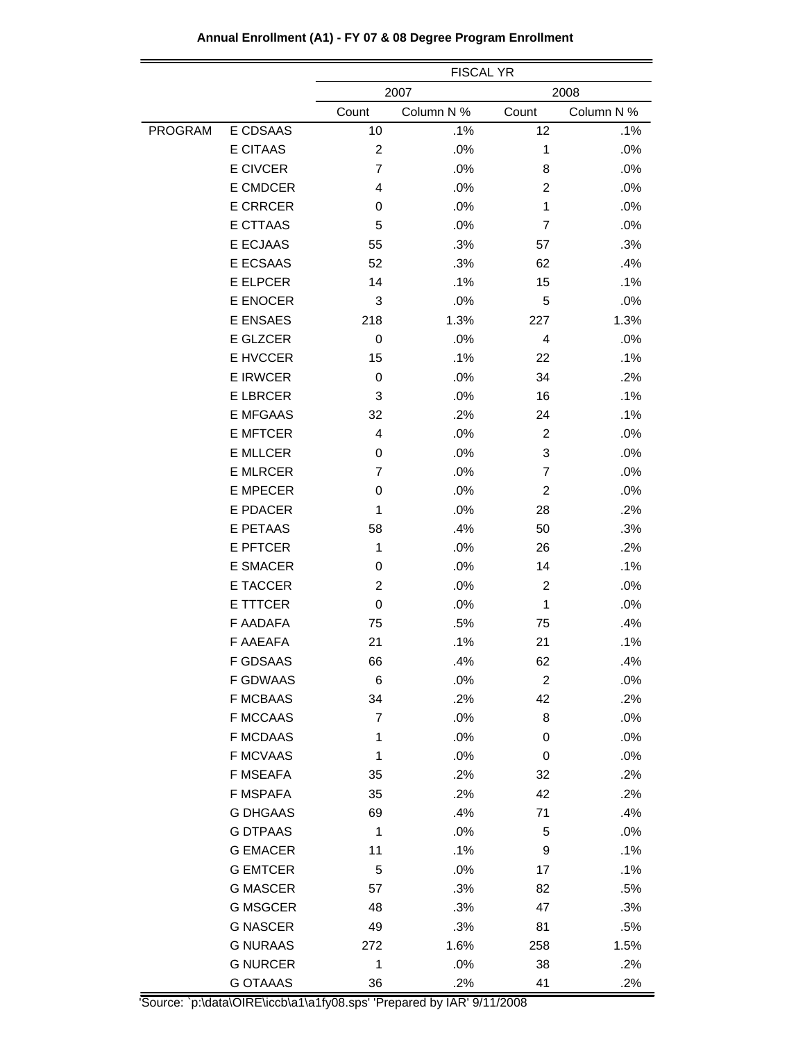**Annual Enrollment (A1) - FY 07 & 08 Degree Program Enrollment**

| | | FISCAL YR | | | |
|---|---|---|---|---|---|
| | | 2007 | | 2008 | |
| | | Count | Column N % | Count | Column N % |
| PROGRAM | E CDSAAS | 10 | .1% | 12 | .1% |
| | E CITAAS | 2 | .0% | 1 | .0% |
| | E CIVCER | 7 | .0% | 8 | .0% |
| | E CMDCER | 4 | .0% | 2 | .0% |
| | E CRRCER | 0 | .0% | 1 | .0% |
| | E CTTAAS | 5 | .0% | 7 | .0% |
| | E ECJAAS | 55 | .3% | 57 | .3% |
| | E ECSAAS | 52 | .3% | 62 | .4% |
| | E ELPCER | 14 | .1% | 15 | .1% |
| | E ENOCER | 3 | .0% | 5 | .0% |
| | E ENSAES | 218 | 1.3% | 227 | 1.3% |
| | E GLZCER | 0 | .0% | 4 | .0% |
| | E HVCCER | 15 | .1% | 22 | .1% |
| | E IRWCER | 0 | .0% | 34 | .2% |
| | E LBRCER | 3 | .0% | 16 | .1% |
| | E MFGAAS | 32 | .2% | 24 | .1% |
| | E MFTCER | 4 | .0% | 2 | .0% |
| | E MLLCER | 0 | .0% | 3 | .0% |
| | E MLRCER | 7 | .0% | 7 | .0% |
| | E MPECER | 0 | .0% | 2 | .0% |
| | E PDACER | 1 | .0% | 28 | .2% |
| | E PETAAS | 58 | .4% | 50 | .3% |
| | E PFTCER | 1 | .0% | 26 | .2% |
| | E SMACER | 0 | .0% | 14 | .1% |
| | E TACCER | 2 | .0% | 2 | .0% |
| | E TTTCER | 0 | .0% | 1 | .0% |
| | F AADAFA | 75 | .5% | 75 | .4% |
| | F AAEAFA | 21 | .1% | 21 | .1% |
| | F GDSAAS | 66 | .4% | 62 | .4% |
| | F GDWAAS | 6 | .0% | 2 | .0% |
| | F MCBAAS | 34 | .2% | 42 | .2% |
| | F MCCAAS | 7 | .0% | 8 | .0% |
| | F MCDAAS | 1 | .0% | 0 | .0% |
| | F MCVAAS | 1 | .0% | 0 | .0% |
| | F MSEAFA | 35 | .2% | 32 | .2% |
| | F MSPAFA | 35 | .2% | 42 | .2% |
| | G DHGAAS | 69 | .4% | 71 | .4% |
| | G DTPAAS | 1 | .0% | 5 | .0% |
| | G EMACER | 11 | .1% | 9 | .1% |
| | G EMTCER | 5 | .0% | 17 | .1% |
| | G MASCER | 57 | .3% | 82 | .5% |
| | G MSGCER | 48 | .3% | 47 | .3% |
| | G NASCER | 49 | .3% | 81 | .5% |
| | G NURAAS | 272 | 1.6% | 258 | 1.5% |
| | G NURCER | 1 | .0% | 38 | .2% |
| | G OTAAAS | 36 | .2% | 41 | .2% |

'Source: `p:\data\OIRE\iccb\a1\a1fy08.sps' 'Prepared by IAR' 9/11/2008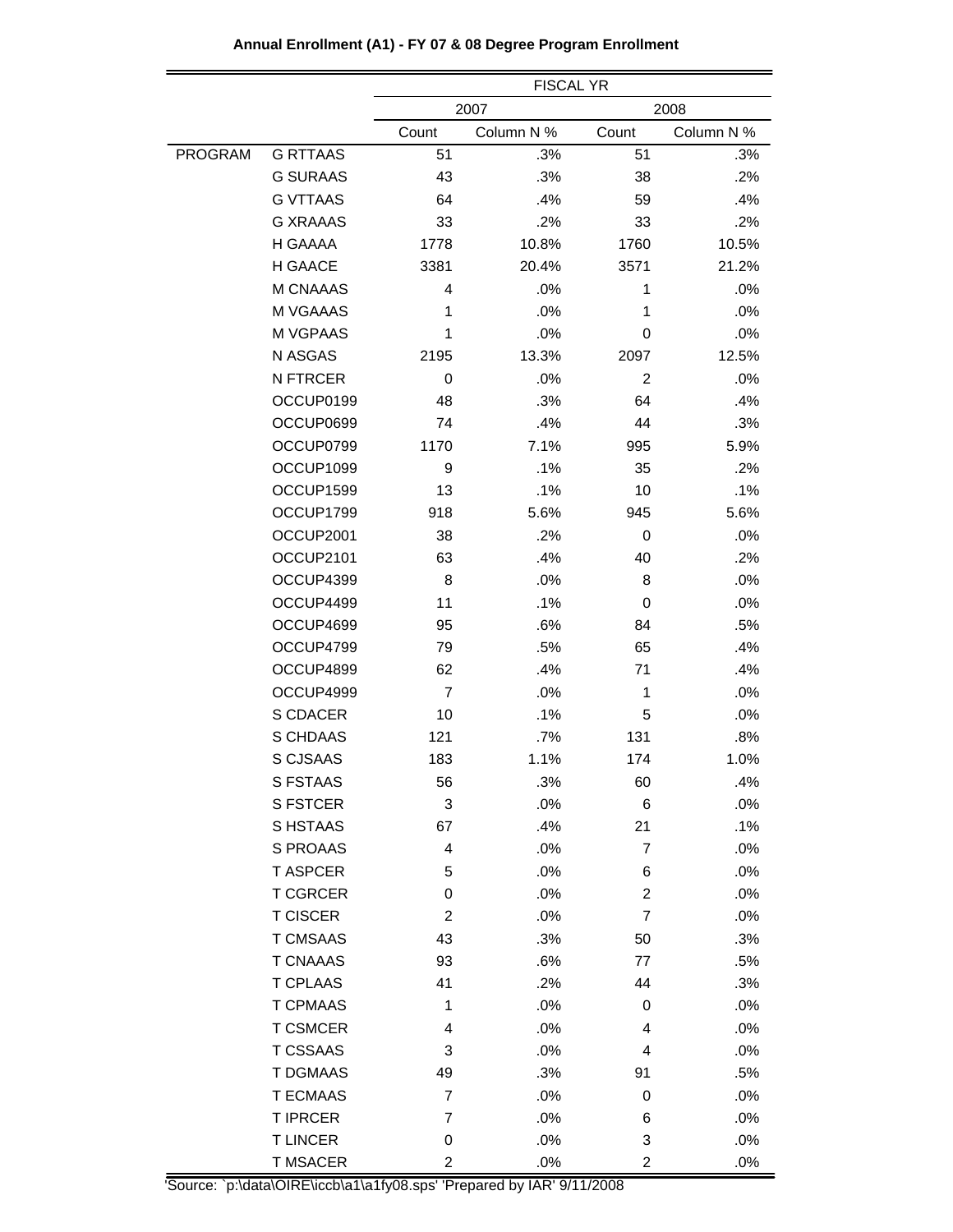**Annual Enrollment (A1) - FY 07 & 08 Degree Program Enrollment**

| | | FISCAL YR | | | |
|---|---|---|---|---|---|
| | | 2007 | | 2008 | |
| | | Count | Column N % | Count | Column N % |
| PROGRAM | G RTTAAS | 51 | .3% | 51 | .3% |
| | G SURAAS | 43 | .3% | 38 | .2% |
| | G VTTAAS | 64 | .4% | 59 | .4% |
| | G XRAAAS | 33 | .2% | 33 | .2% |
| | H GAAAA | 1778 | 10.8% | 1760 | 10.5% |
| | H GAACE | 3381 | 20.4% | 3571 | 21.2% |
| | M CNAAAS | 4 | .0% | 1 | .0% |
| | M VGAAAS | 1 | .0% | 1 | .0% |
| | M VGPAAS | 1 | .0% | 0 | .0% |
| | N ASGAS | 2195 | 13.3% | 2097 | 12.5% |
| | N FTRCER | 0 | .0% | 2 | .0% |
| | OCCUP0199 | 48 | .3% | 64 | .4% |
| | OCCUP0699 | 74 | .4% | 44 | .3% |
| | OCCUP0799 | 1170 | 7.1% | 995 | 5.9% |
| | OCCUP1099 | 9 | .1% | 35 | .2% |
| | OCCUP1599 | 13 | .1% | 10 | .1% |
| | OCCUP1799 | 918 | 5.6% | 945 | 5.6% |
| | OCCUP2001 | 38 | .2% | 0 | .0% |
| | OCCUP2101 | 63 | .4% | 40 | .2% |
| | OCCUP4399 | 8 | .0% | 8 | .0% |
| | OCCUP4499 | 11 | .1% | 0 | .0% |
| | OCCUP4699 | 95 | .6% | 84 | .5% |
| | OCCUP4799 | 79 | .5% | 65 | .4% |
| | OCCUP4899 | 62 | .4% | 71 | .4% |
| | OCCUP4999 | 7 | .0% | 1 | .0% |
| | S CDACER | 10 | .1% | 5 | .0% |
| | S CHDAAS | 121 | .7% | 131 | .8% |
| | S CJSAAS | 183 | 1.1% | 174 | 1.0% |
| | S FSTAAS | 56 | .3% | 60 | .4% |
| | S FSTCER | 3 | .0% | 6 | .0% |
| | S HSTAAS | 67 | .4% | 21 | .1% |
| | S PROAAS | 4 | .0% | 7 | .0% |
| | T ASPCER | 5 | .0% | 6 | .0% |
| | T CGRCER | 0 | .0% | 2 | .0% |
| | T CISCER | 2 | .0% | 7 | .0% |
| | T CMSAAS | 43 | .3% | 50 | .3% |
| | T CNAAAS | 93 | .6% | 77 | .5% |
| | T CPLAAS | 41 | .2% | 44 | .3% |
| | T CPMAAS | 1 | .0% | 0 | .0% |
| | T CSMCER | 4 | .0% | 4 | .0% |
| | T CSSAAS | 3 | .0% | 4 | .0% |
| | T DGMAAS | 49 | .3% | 91 | .5% |
| | T ECMAAS | 7 | .0% | 0 | .0% |
| | T IPRCER | 7 | .0% | 6 | .0% |
| | T LINCER | 0 | .0% | 3 | .0% |
| | T MSACER | 2 | .0% | 2 | .0% |

'Source: `p:\data\OIRE\iccb\a1\a1fy08.sps' 'Prepared by IAR' 9/11/2008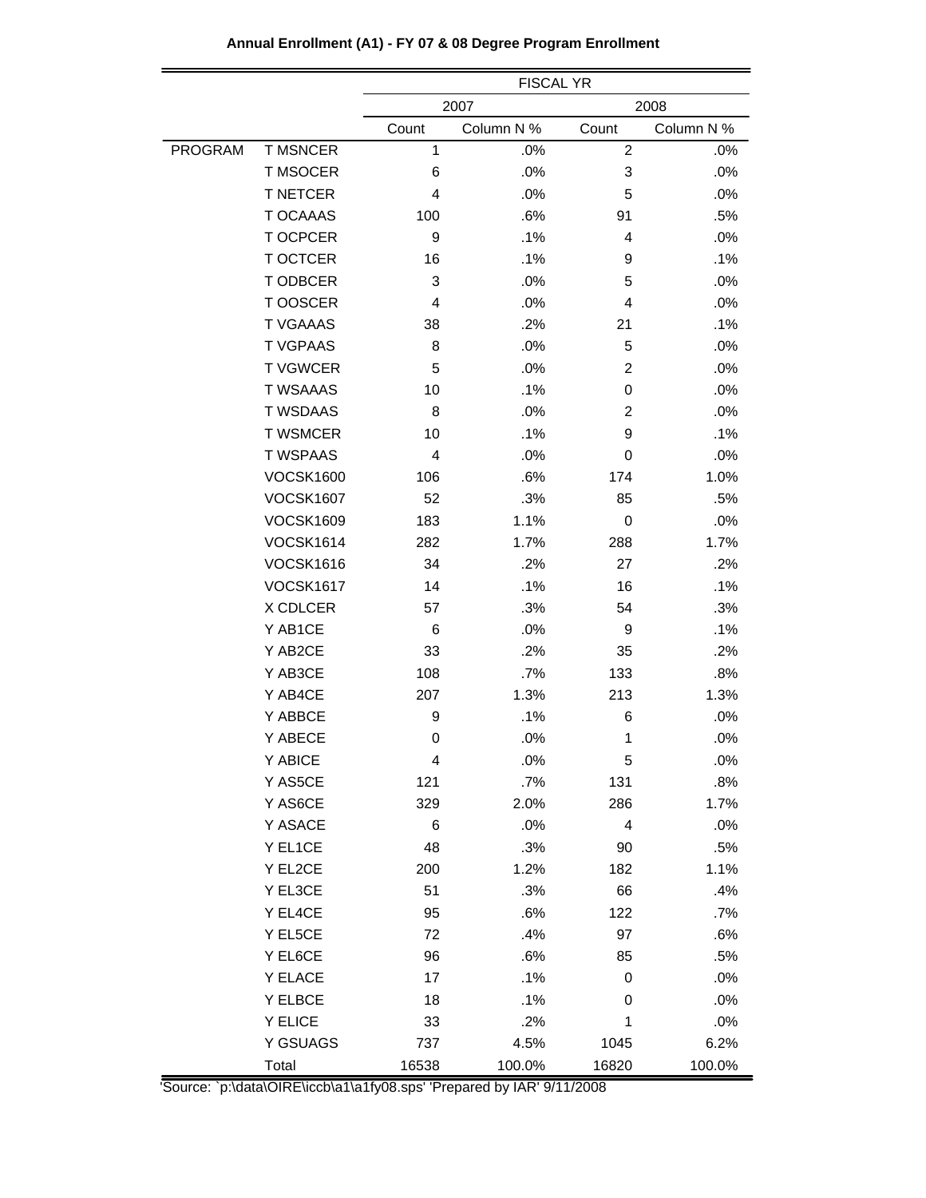**Annual Enrollment (A1) - FY 07 & 08 Degree Program Enrollment**

| | | FISCAL YR | | | |
|---|---|---|---|---|---|
| | | 2007 | | 2008 | |
| | | Count | Column N % | Count | Column N % |
| PROGRAM | T MSNCER | 1 | .0% | 2 | .0% |
| | T MSOCER | 6 | .0% | 3 | .0% |
| | T NETCER | 4 | .0% | 5 | .0% |
| | T OCAAAS | 100 | .6% | 91 | .5% |
| | T OCPCER | 9 | .1% | 4 | .0% |
| | T OCTCER | 16 | .1% | 9 | .1% |
| | T ODBCER | 3 | .0% | 5 | .0% |
| | T OOSCER | 4 | .0% | 4 | .0% |
| | T VGAAAS | 38 | .2% | 21 | .1% |
| | T VGPAAS | 8 | .0% | 5 | .0% |
| | T VGWCER | 5 | .0% | 2 | .0% |
| | T WSAAAS | 10 | .1% | 0 | .0% |
| | T WSDAAS | 8 | .0% | 2 | .0% |
| | T WSMCER | 10 | .1% | 9 | .1% |
| | T WSPAAS | 4 | .0% | 0 | .0% |
| | VOCSK1600 | 106 | .6% | 174 | 1.0% |
| | VOCSK1607 | 52 | .3% | 85 | .5% |
| | VOCSK1609 | 183 | 1.1% | 0 | .0% |
| | VOCSK1614 | 282 | 1.7% | 288 | 1.7% |
| | VOCSK1616 | 34 | .2% | 27 | .2% |
| | VOCSK1617 | 14 | .1% | 16 | .1% |
| | X CDLCER | 57 | .3% | 54 | .3% |
| | Y AB1CE | 6 | .0% | 9 | .1% |
| | Y AB2CE | 33 | .2% | 35 | .2% |
| | Y AB3CE | 108 | .7% | 133 | .8% |
| | Y AB4CE | 207 | 1.3% | 213 | 1.3% |
| | Y ABBCE | 9 | .1% | 6 | .0% |
| | Y ABECE | 0 | .0% | 1 | .0% |
| | Y ABICE | 4 | .0% | 5 | .0% |
| | Y AS5CE | 121 | .7% | 131 | .8% |
| | Y AS6CE | 329 | 2.0% | 286 | 1.7% |
| | Y ASACE | 6 | .0% | 4 | .0% |
| | Y EL1CE | 48 | .3% | 90 | .5% |
| | Y EL2CE | 200 | 1.2% | 182 | 1.1% |
| | Y EL3CE | 51 | .3% | 66 | .4% |
| | Y EL4CE | 95 | .6% | 122 | .7% |
| | Y EL5CE | 72 | .4% | 97 | .6% |
| | Y EL6CE | 96 | .6% | 85 | .5% |
| | Y ELACE | 17 | .1% | 0 | .0% |
| | Y ELBCE | 18 | .1% | 0 | .0% |
| | Y ELICE | 33 | .2% | 1 | .0% |
| | Y GSUAGS | 737 | 4.5% | 1045 | 6.2% |
| | Total | 16538 | 100.0% | 16820 | 100.0% |

'Source: `p:\data\OIRE\iccb\a1\a1fy08.sps' 'Prepared by IAR' 9/11/2008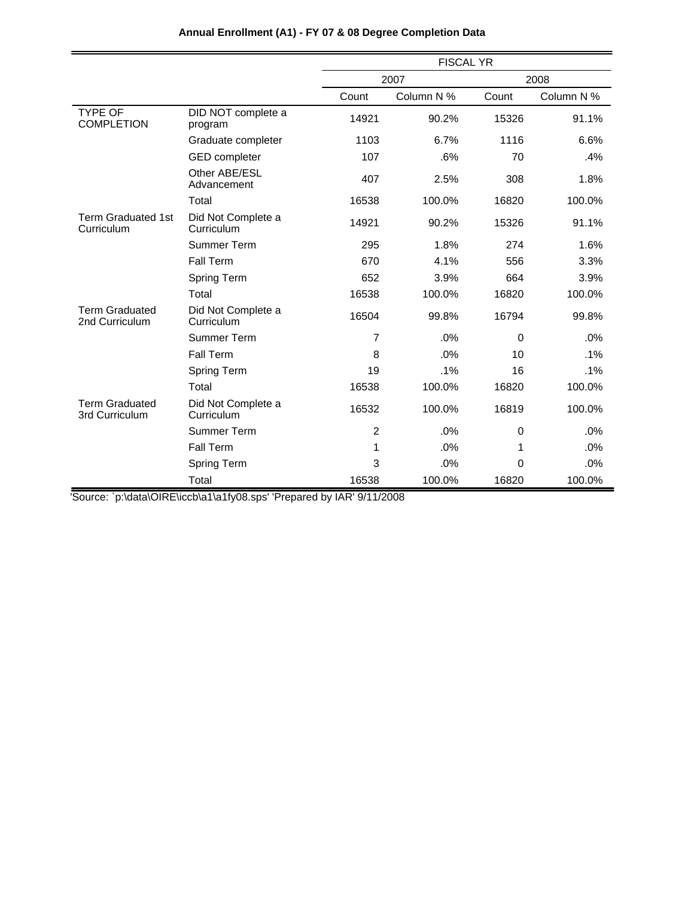**Annual Enrollment (A1) - FY 07 & 08 Degree Completion Data**

| | | FISCAL YR | | | |
|---|---|---|---|---|---|
| | | 2007 | | 2008 | |
| | | Count | Column N % | Count | Column N % |
| TYPE OF COMPLETION | DID NOT complete a program | 14921 | 90.2% | 15326 | 91.1% |
| | Graduate completer | 1103 | 6.7% | 1116 | 6.6% |
| | GED completer | 107 | .6% | 70 | .4% |
| | Other ABE/ESL Advancement | 407 | 2.5% | 308 | 1.8% |
| | Total | 16538 | 100.0% | 16820 | 100.0% |
| Term Graduated 1st Curriculum | Did Not Complete a Curriculum | 14921 | 90.2% | 15326 | 91.1% |
| | Summer Term | 295 | 1.8% | 274 | 1.6% |
| | Fall Term | 670 | 4.1% | 556 | 3.3% |
| | Spring Term | 652 | 3.9% | 664 | 3.9% |
| | Total | 16538 | 100.0% | 16820 | 100.0% |
| Term Graduated 2nd Curriculum | Did Not Complete a Curriculum | 16504 | 99.8% | 16794 | 99.8% |
| | Summer Term | 7 | .0% | 0 | .0% |
| | Fall Term | 8 | .0% | 10 | .1% |
| | Spring Term | 19 | .1% | 16 | .1% |
| | Total | 16538 | 100.0% | 16820 | 100.0% |
| Term Graduated 3rd Curriculum | Did Not Complete a Curriculum | 16532 | 100.0% | 16819 | 100.0% |
| | Summer Term | 2 | .0% | 0 | .0% |
| | Fall Term | 1 | .0% | 1 | .0% |
| | Spring Term | 3 | .0% | 0 | .0% |
| | Total | 16538 | 100.0% | 16820 | 100.0% |

'Source: `p:\data\OIRE\iccb\a1\a1fy08.sps' 'Prepared by IAR' 9/11/2008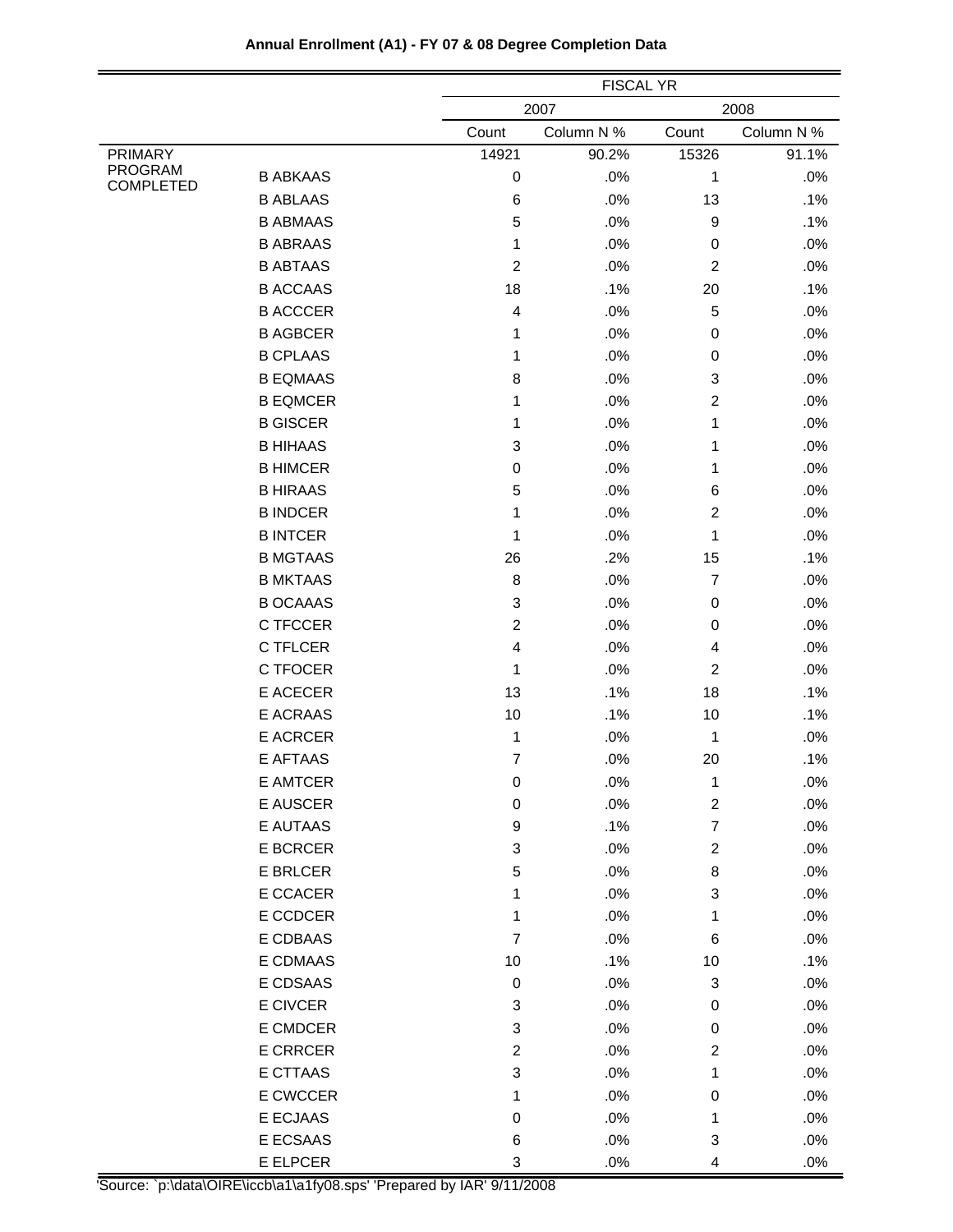**Annual Enrollment (A1) - FY 07 & 08 Degree Completion Data**

| | | FISCAL YR | | | |
|---|---|---|---|---|---|
| | | 2007 | | 2008 | |
| | | Count | Column N % | Count | Column N % |
| PRIMARY PROGRAM COMPLETED | | 14921 | 90.2% | 15326 | 91.1% |
| | B ABKAAS | 0 | .0% | 1 | .0% |
| | B ABLAAS | 6 | .0% | 13 | .1% |
| | B ABMAAS | 5 | .0% | 9 | .1% |
| | B ABRAAS | 1 | .0% | 0 | .0% |
| | B ABTAAS | 2 | .0% | 2 | .0% |
| | B ACCAAS | 18 | .1% | 20 | .1% |
| | B ACCCER | 4 | .0% | 5 | .0% |
| | B AGBCER | 1 | .0% | 0 | .0% |
| | B CPLAAS | 1 | .0% | 0 | .0% |
| | B EQMAAS | 8 | .0% | 3 | .0% |
| | B EQMCER | 1 | .0% | 2 | .0% |
| | B GISCER | 1 | .0% | 1 | .0% |
| | B HIHAAS | 3 | .0% | 1 | .0% |
| | B HIMCER | 0 | .0% | 1 | .0% |
| | B HIRAAS | 5 | .0% | 6 | .0% |
| | B INDCER | 1 | .0% | 2 | .0% |
| | B INTCER | 1 | .0% | 1 | .0% |
| | B MGTAAS | 26 | .2% | 15 | .1% |
| | B MKTAAS | 8 | .0% | 7 | .0% |
| | B OCAAAS | 3 | .0% | 0 | .0% |
| | C TFCCER | 2 | .0% | 0 | .0% |
| | C TFLCER | 4 | .0% | 4 | .0% |
| | C TFOCER | 1 | .0% | 2 | .0% |
| | E ACECER | 13 | .1% | 18 | .1% |
| | E ACRAAS | 10 | .1% | 10 | .1% |
| | E ACRCER | 1 | .0% | 1 | .0% |
| | E AFTAAS | 7 | .0% | 20 | .1% |
| | E AMTCER | 0 | .0% | 1 | .0% |
| | E AUSCER | 0 | .0% | 2 | .0% |
| | E AUTAAS | 9 | .1% | 7 | .0% |
| | E BCRCER | 3 | .0% | 2 | .0% |
| | E BRLCER | 5 | .0% | 8 | .0% |
| | E CCACER | 1 | .0% | 3 | .0% |
| | E CCDCER | 1 | .0% | 1 | .0% |
| | E CDBAAS | 7 | .0% | 6 | .0% |
| | E CDMAAS | 10 | .1% | 10 | .1% |
| | E CDSAAS | 0 | .0% | 3 | .0% |
| | E CIVCER | 3 | .0% | 0 | .0% |
| | E CMDCER | 3 | .0% | 0 | .0% |
| | E CRRCER | 2 | .0% | 2 | .0% |
| | E CTTAAS | 3 | .0% | 1 | .0% |
| | E CWCCER | 1 | .0% | 0 | .0% |
| | E ECJAAS | 0 | .0% | 1 | .0% |
| | E ECSAAS | 6 | .0% | 3 | .0% |
| | E ELPCER | 3 | .0% | 4 | .0% |

'Source: `p:\data\OIRE\iccb\a1\a1fy08.sps' 'Prepared by IAR' 9/11/2008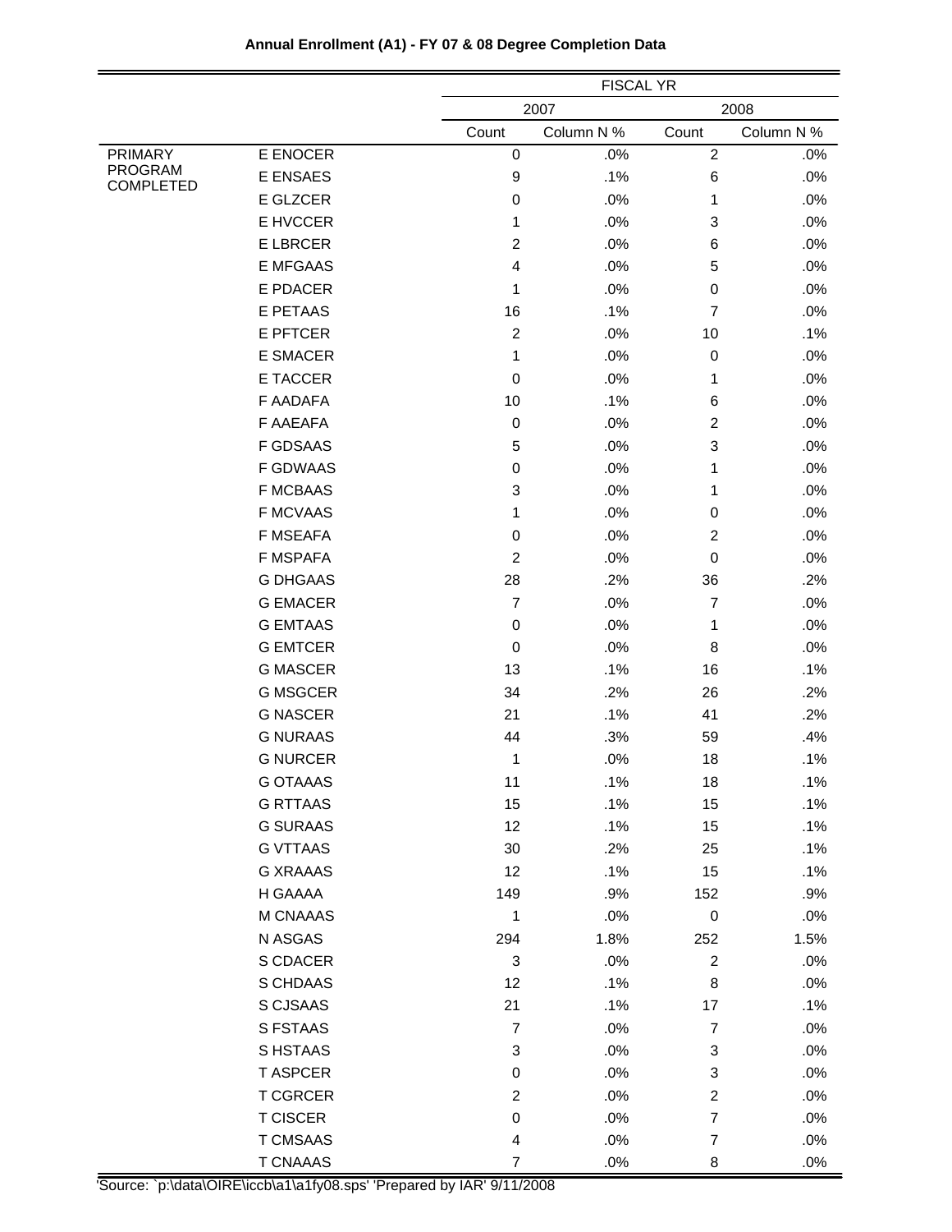**Annual Enrollment (A1) - FY 07 & 08 Degree Completion Data**

| | | FISCAL YR | | | |
|---|---|---|---|---|---|
| | | 2007 | | 2008 | |
| | | Count | Column N % | Count | Column N % |
| PRIMARY PROGRAM COMPLETED | E ENOCER | 0 | .0% | 2 | .0% |
| | E ENSAES | 9 | .1% | 6 | .0% |
| | E GLZCER | 0 | .0% | 1 | .0% |
| | E HVCCER | 1 | .0% | 3 | .0% |
| | E LBRCER | 2 | .0% | 6 | .0% |
| | E MFGAAS | 4 | .0% | 5 | .0% |
| | E PDACER | 1 | .0% | 0 | .0% |
| | E PETAAS | 16 | .1% | 7 | .0% |
| | E PFTCER | 2 | .0% | 10 | .1% |
| | E SMACER | 1 | .0% | 0 | .0% |
| | E TACCER | 0 | .0% | 1 | .0% |
| | F AADAFA | 10 | .1% | 6 | .0% |
| | F AAEAFA | 0 | .0% | 2 | .0% |
| | F GDSAAS | 5 | .0% | 3 | .0% |
| | F GDWAAS | 0 | .0% | 1 | .0% |
| | F MCBAAS | 3 | .0% | 1 | .0% |
| | F MCVAAS | 1 | .0% | 0 | .0% |
| | F MSEAFA | 0 | .0% | 2 | .0% |
| | F MSPAFA | 2 | .0% | 0 | .0% |
| | G DHGAAS | 28 | .2% | 36 | .2% |
| | G EMACER | 7 | .0% | 7 | .0% |
| | G EMTAAS | 0 | .0% | 1 | .0% |
| | G EMTCER | 0 | .0% | 8 | .0% |
| | G MASCER | 13 | .1% | 16 | .1% |
| | G MSGCER | 34 | .2% | 26 | .2% |
| | G NASCER | 21 | .1% | 41 | .2% |
| | G NURAAS | 44 | .3% | 59 | .4% |
| | G NURCER | 1 | .0% | 18 | .1% |
| | G OTAAAS | 11 | .1% | 18 | .1% |
| | G RTTAAS | 15 | .1% | 15 | .1% |
| | G SURAAS | 12 | .1% | 15 | .1% |
| | G VTTAAS | 30 | .2% | 25 | .1% |
| | G XRAAAS | 12 | .1% | 15 | .1% |
| | H GAAAA | 149 | .9% | 152 | .9% |
| | M CNAAAS | 1 | .0% | 0 | .0% |
| | N ASGAS | 294 | 1.8% | 252 | 1.5% |
| | S CDACER | 3 | .0% | 2 | .0% |
| | S CHDAAS | 12 | .1% | 8 | .0% |
| | S CJSAAS | 21 | .1% | 17 | .1% |
| | S FSTAAS | 7 | .0% | 7 | .0% |
| | S HSTAAS | 3 | .0% | 3 | .0% |
| | T ASPCER | 0 | .0% | 3 | .0% |
| | T CGRCER | 2 | .0% | 2 | .0% |
| | T CISCER | 0 | .0% | 7 | .0% |
| | T CMSAAS | 4 | .0% | 7 | .0% |
| | T CNAAAS | 7 | .0% | 8 | .0% |

'Source: `p:\data\OIRE\iccb\a1\a1fy08.sps' 'Prepared by IAR' 9/11/2008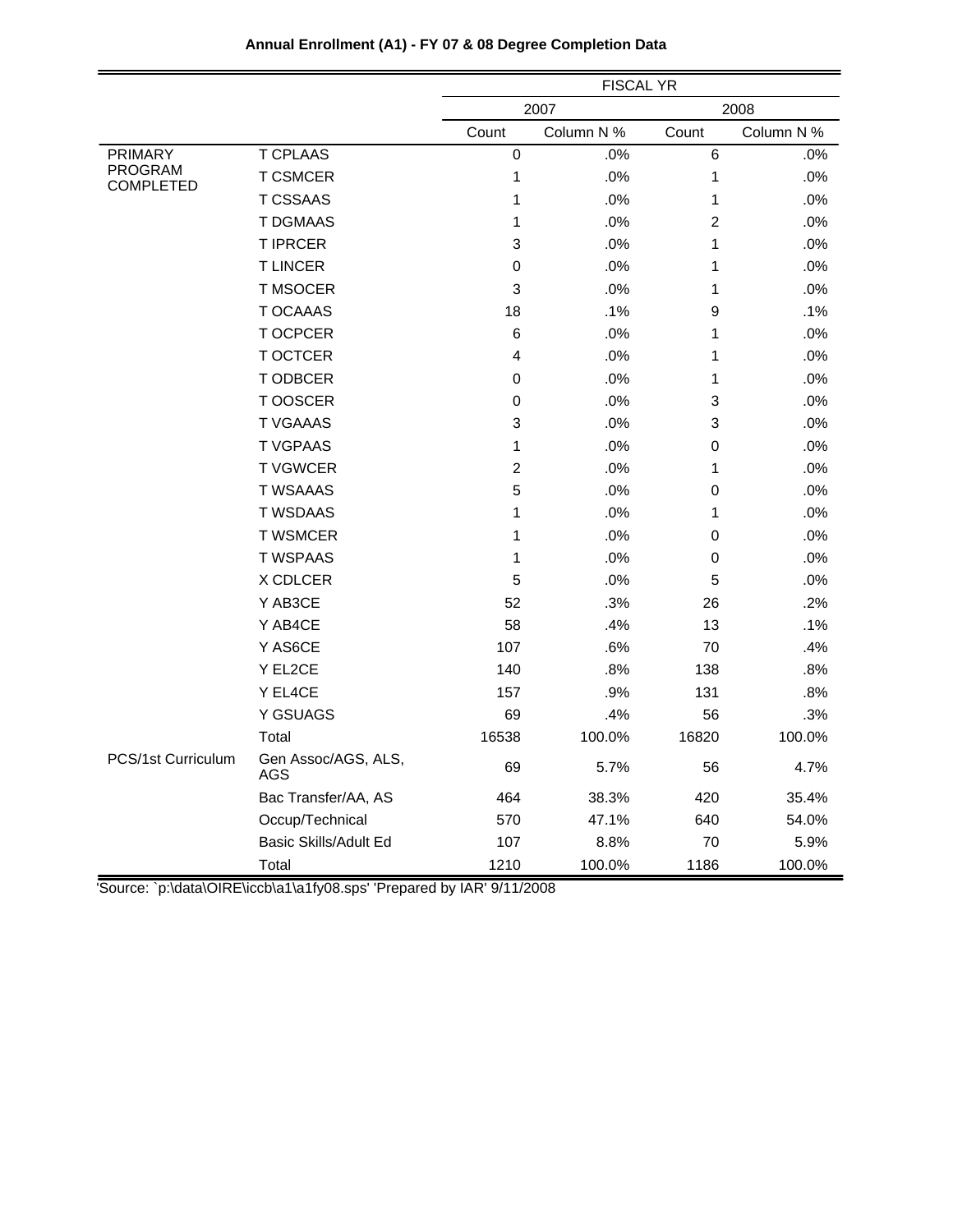**Annual Enrollment (A1) - FY 07 & 08 Degree Completion Data**

| | | FISCAL YR | | | |
|---|---|---|---|---|---|
| | | 2007 | | 2008 | |
| | | Count | Column N % | Count | Column N % |
| PRIMARY PROGRAM COMPLETED | T CPLAAS | 0 | .0% | 6 | .0% |
| | T CSMCER | 1 | .0% | 1 | .0% |
| | T CSSAAS | 1 | .0% | 1 | .0% |
| | T DGMAAS | 1 | .0% | 2 | .0% |
| | T IPRCER | 3 | .0% | 1 | .0% |
| | T LINCER | 0 | .0% | 1 | .0% |
| | T MSOCER | 3 | .0% | 1 | .0% |
| | T OCAAAS | 18 | .1% | 9 | .1% |
| | T OCPCER | 6 | .0% | 1 | .0% |
| | T OCTCER | 4 | .0% | 1 | .0% |
| | T ODBCER | 0 | .0% | 1 | .0% |
| | T OOSCER | 0 | .0% | 3 | .0% |
| | T VGAAAS | 3 | .0% | 3 | .0% |
| | T VGPAAS | 1 | .0% | 0 | .0% |
| | T VGWCER | 2 | .0% | 1 | .0% |
| | T WSAAAS | 5 | .0% | 0 | .0% |
| | T WSDAAS | 1 | .0% | 1 | .0% |
| | T WSMCER | 1 | .0% | 0 | .0% |
| | T WSPAAS | 1 | .0% | 0 | .0% |
| | X CDLCER | 5 | .0% | 5 | .0% |
| | Y AB3CE | 52 | .3% | 26 | .2% |
| | Y AB4CE | 58 | .4% | 13 | .1% |
| | Y AS6CE | 107 | .6% | 70 | .4% |
| | Y EL2CE | 140 | .8% | 138 | .8% |
| | Y EL4CE | 157 | .9% | 131 | .8% |
| | Y GSUAGS | 69 | .4% | 56 | .3% |
| | Total | 16538 | 100.0% | 16820 | 100.0% |
| PCS/1st Curriculum | Gen Assoc/AGS, ALS, AGS | 69 | 5.7% | 56 | 4.7% |
| | Bac Transfer/AA, AS | 464 | 38.3% | 420 | 35.4% |
| | Occup/Technical | 570 | 47.1% | 640 | 54.0% |
| | Basic Skills/Adult Ed | 107 | 8.8% | 70 | 5.9% |
| | Total | 1210 | 100.0% | 1186 | 100.0% |

'Source: `p:\data\OIRE\iccb\a1\a1fy08.sps' 'Prepared by IAR' 9/11/2008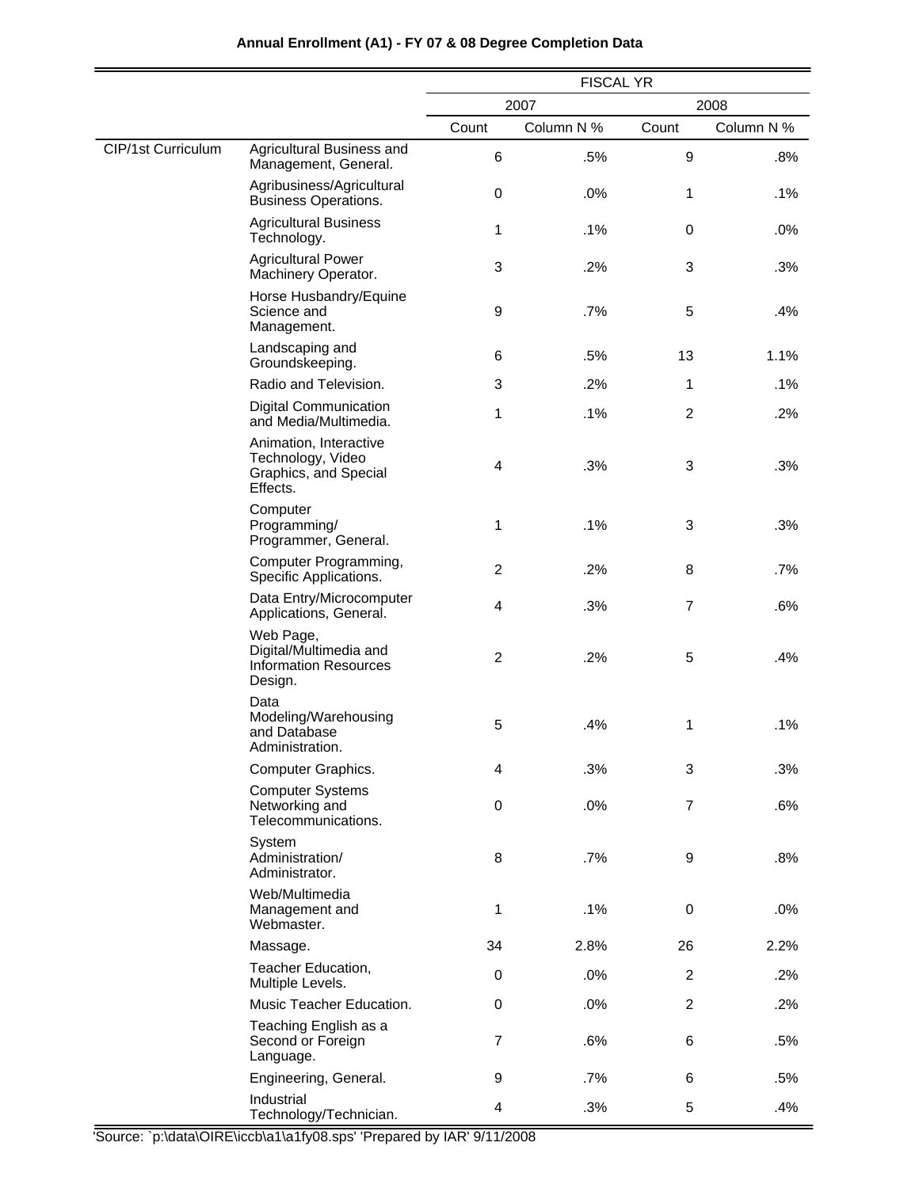**Annual Enrollment (A1) - FY 07 & 08 Degree Completion Data**

| | | FISCAL YR | | | |
|---|---|---|---|---|---|
| | | 2007 | | 2008 | |
| | | Count | Column N % | Count | Column N % |
| CIP/1st Curriculum | Agricultural Business and Management, General. | 6 | .5% | 9 | .8% |
| | Agribusiness/Agricultural Business Operations. | 0 | .0% | 1 | .1% |
| | Agricultural Business Technology. | 1 | .1% | 0 | .0% |
| | Agricultural Power Machinery Operator. | 3 | .2% | 3 | .3% |
| | Horse Husbandry/Equine Science and Management. | 9 | .7% | 5 | .4% |
| | Landscaping and Groundskeeping. | 6 | .5% | 13 | 1.1% |
| | Radio and Television. | 3 | .2% | 1 | .1% |
| | Digital Communication and Media/Multimedia. | 1 | .1% | 2 | .2% |
| | Animation, Interactive Technology, Video Graphics, and Special Effects. | 4 | .3% | 3 | .3% |
| | Computer Programming/ Programmer, General. | 1 | .1% | 3 | .3% |
| | Computer Programming, Specific Applications. | 2 | .2% | 8 | .7% |
| | Data Entry/Microcomputer Applications, General. | 4 | .3% | 7 | .6% |
| | Web Page, Digital/Multimedia and Information Resources Design. | 2 | .2% | 5 | .4% |
| | Data Modeling/Warehousing and Database Administration. | 5 | .4% | 1 | .1% |
| | Computer Graphics. | 4 | .3% | 3 | .3% |
| | Computer Systems Networking and Telecommunications. | 0 | .0% | 7 | .6% |
| | System Administration/ Administrator. | 8 | .7% | 9 | .8% |
| | Web/Multimedia Management and Webmaster. | 1 | .1% | 0 | .0% |
| | Massage. | 34 | 2.8% | 26 | 2.2% |
| | Teacher Education, Multiple Levels. | 0 | .0% | 2 | .2% |
| | Music Teacher Education. | 0 | .0% | 2 | .2% |
| | Teaching English as a Second or Foreign Language. | 7 | .6% | 6 | .5% |
| | Engineering, General. | 9 | .7% | 6 | .5% |
| | Industrial Technology/Technician. | 4 | .3% | 5 | .4% |

'Source: `p:\data\OIRE\iccb\a1\a1fy08.sps' 'Prepared by IAR' 9/11/2008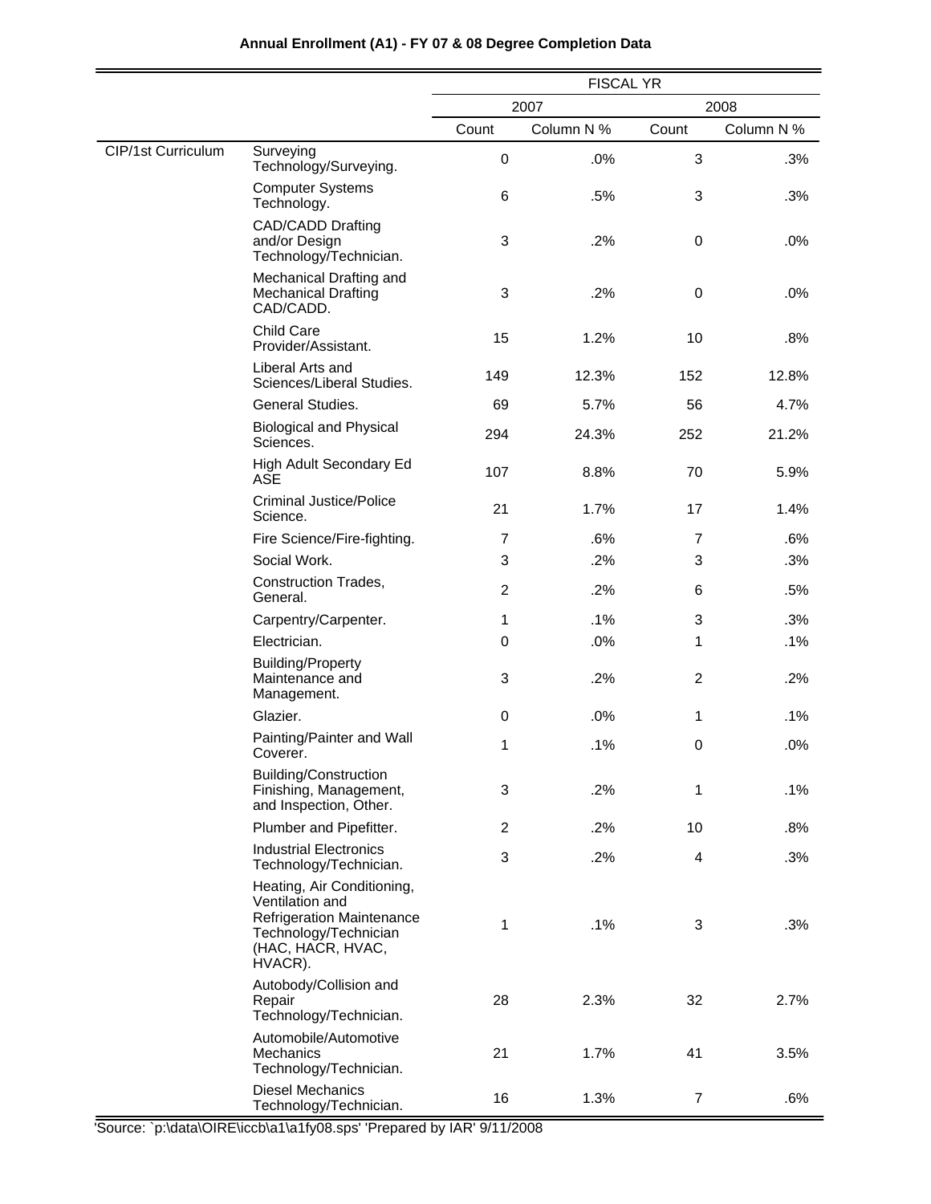**Annual Enrollment (A1) - FY 07 & 08 Degree Completion Data**

| | | FISCAL YR | | | |
|---|---|---|---|---|---|
| | | 2007 | | 2008 | |
| | | Count | Column N % | Count | Column N % |
| CIP/1st Curriculum | Surveying Technology/Surveying. | 0 | .0% | 3 | .3% |
| | Computer Systems Technology. | 6 | .5% | 3 | .3% |
| | CAD/CADD Drafting and/or Design Technology/Technician. | 3 | .2% | 0 | .0% |
| | Mechanical Drafting and Mechanical Drafting CAD/CADD. | 3 | .2% | 0 | .0% |
| | Child Care Provider/Assistant. | 15 | 1.2% | 10 | .8% |
| | Liberal Arts and Sciences/Liberal Studies. | 149 | 12.3% | 152 | 12.8% |
| | General Studies. | 69 | 5.7% | 56 | 4.7% |
| | Biological and Physical Sciences. | 294 | 24.3% | 252 | 21.2% |
| | High Adult Secondary Ed ASE | 107 | 8.8% | 70 | 5.9% |
| | Criminal Justice/Police Science. | 21 | 1.7% | 17 | 1.4% |
| | Fire Science/Fire-fighting. | 7 | .6% | 7 | .6% |
| | Social Work. | 3 | .2% | 3 | .3% |
| | Construction Trades, General. | 2 | .2% | 6 | .5% |
| | Carpentry/Carpenter. | 1 | .1% | 3 | .3% |
| | Electrician. | 0 | .0% | 1 | .1% |
| | Building/Property Maintenance and Management. | 3 | .2% | 2 | .2% |
| | Glazier. | 0 | .0% | 1 | .1% |
| | Painting/Painter and Wall Coverer. | 1 | .1% | 0 | .0% |
| | Building/Construction Finishing, Management, and Inspection, Other. | 3 | .2% | 1 | .1% |
| | Plumber and Pipefitter. | 2 | .2% | 10 | .8% |
| | Industrial Electronics Technology/Technician. | 3 | .2% | 4 | .3% |
| | Heating, Air Conditioning, Ventilation and Refrigeration Maintenance Technology/Technician (HAC, HACR, HVAC, HVACR). | 1 | .1% | 3 | .3% |
| | Autobody/Collision and Repair Technology/Technician. | 28 | 2.3% | 32 | 2.7% |
| | Automobile/Automotive Mechanics Technology/Technician. | 21 | 1.7% | 41 | 3.5% |
| | Diesel Mechanics Technology/Technician. | 16 | 1.3% | 7 | .6% |

'Source: `p:\data\OIRE\iccb\a1\a1fy08.sps' 'Prepared by IAR' 9/11/2008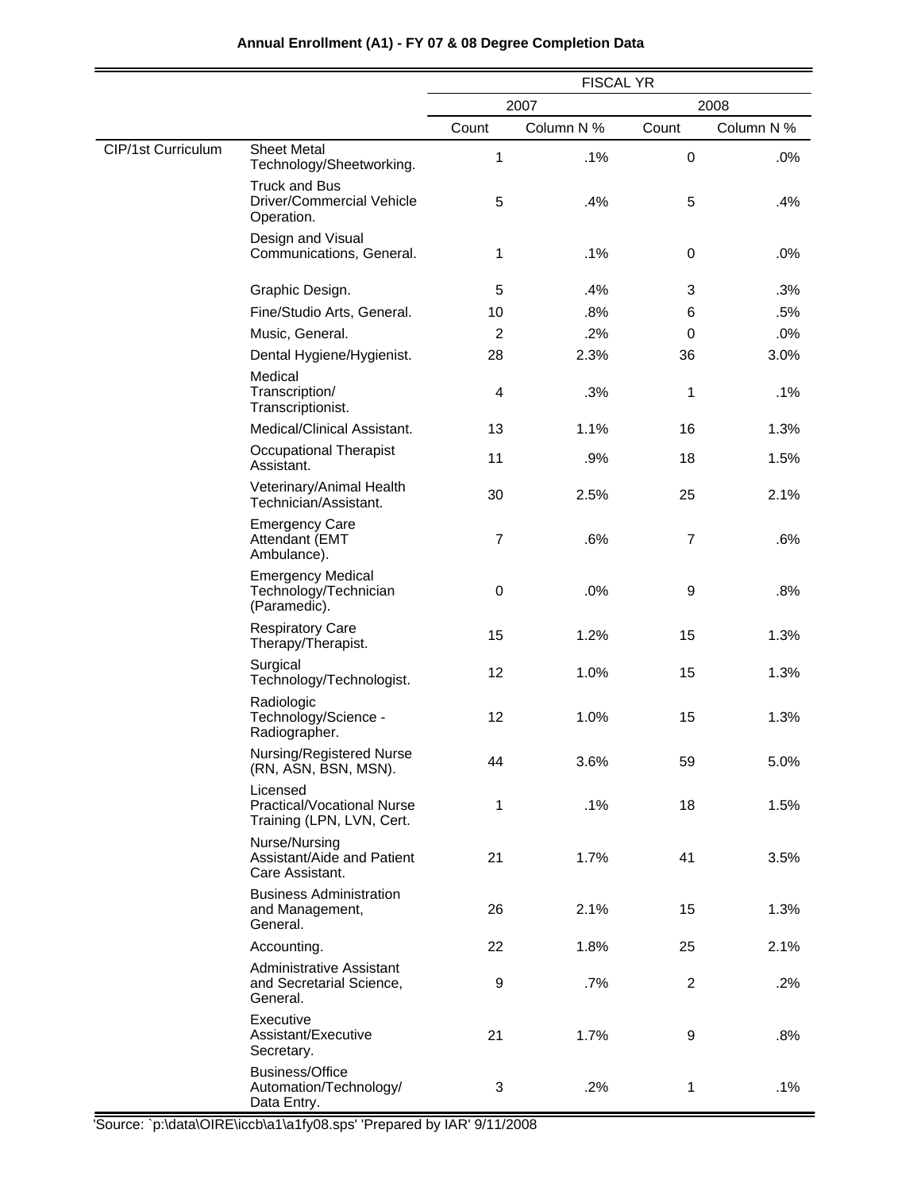**Annual Enrollment (A1) - FY 07 & 08 Degree Completion Data**

| | | FISCAL YR | | | |
|---|---|---|---|---|---|
| | | 2007 | | 2008 | |
| | | Count | Column N % | Count | Column N % |
| CIP/1st Curriculum | Sheet Metal Technology/Sheetworking. | 1 | .1% | 0 | .0% |
| | Truck and Bus Driver/Commercial Vehicle Operation. | 5 | .4% | 5 | .4% |
| | Design and Visual Communications, General. | 1 | .1% | 0 | .0% |
| | Graphic Design. | 5 | .4% | 3 | .3% |
| | Fine/Studio Arts, General. | 10 | .8% | 6 | .5% |
| | Music, General. | 2 | .2% | 0 | .0% |
| | Dental Hygiene/Hygienist. | 28 | 2.3% | 36 | 3.0% |
| | Medical Transcription/ Transcriptionist. | 4 | .3% | 1 | .1% |
| | Medical/Clinical Assistant. | 13 | 1.1% | 16 | 1.3% |
| | Occupational Therapist Assistant. | 11 | .9% | 18 | 1.5% |
| | Veterinary/Animal Health Technician/Assistant. | 30 | 2.5% | 25 | 2.1% |
| | Emergency Care Attendant (EMT Ambulance). | 7 | .6% | 7 | .6% |
| | Emergency Medical Technology/Technician (Paramedic). | 0 | .0% | 9 | .8% |
| | Respiratory Care Therapy/Therapist. | 15 | 1.2% | 15 | 1.3% |
| | Surgical Technology/Technologist. | 12 | 1.0% | 15 | 1.3% |
| | Radiologic Technology/Science - Radiographer. | 12 | 1.0% | 15 | 1.3% |
| | Nursing/Registered Nurse (RN, ASN, BSN, MSN). | 44 | 3.6% | 59 | 5.0% |
| | Licensed Practical/Vocational Nurse Training (LPN, LVN, Cert. | 1 | .1% | 18 | 1.5% |
| | Nurse/Nursing Assistant/Aide and Patient Care Assistant. | 21 | 1.7% | 41 | 3.5% |
| | Business Administration and Management, General. | 26 | 2.1% | 15 | 1.3% |
| | Accounting. | 22 | 1.8% | 25 | 2.1% |
| | Administrative Assistant and Secretarial Science, General. | 9 | .7% | 2 | .2% |
| | Executive Assistant/Executive Secretary. | 21 | 1.7% | 9 | .8% |
| | Business/Office Automation/Technology/ Data Entry. | 3 | .2% | 1 | .1% |

'Source: `p:\data\OIRE\iccb\a1\a1fy08.sps' 'Prepared by IAR' 9/11/2008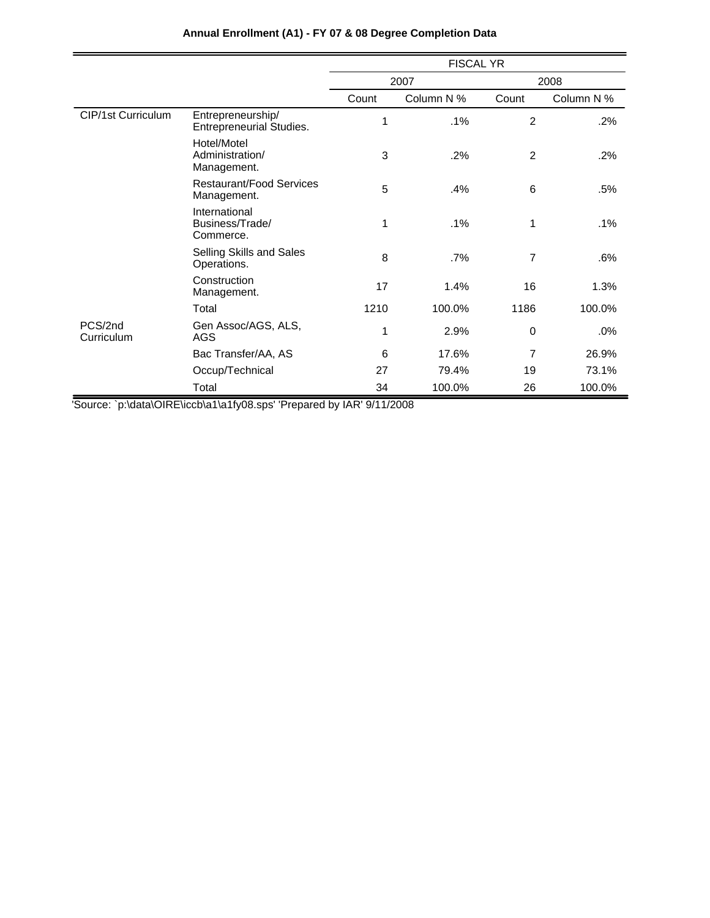**Annual Enrollment (A1) - FY 07 & 08 Degree Completion Data**

| | | FISCAL YR | | | |
|---|---|---|---|---|---|
| | | 2007 | | 2008 | |
| | | Count | Column N % | Count | Column N % |
| CIP/1st Curriculum | Entrepreneurship/ Entrepreneurial Studies. | 1 | .1% | 2 | .2% |
| | Hotel/Motel Administration/ Management. | 3 | .2% | 2 | .2% |
| | Restaurant/Food Services Management. | 5 | .4% | 6 | .5% |
| | International Business/Trade/ Commerce. | 1 | .1% | 1 | .1% |
| | Selling Skills and Sales Operations. | 8 | .7% | 7 | .6% |
| | Construction Management. | 17 | 1.4% | 16 | 1.3% |
| | Total | 1210 | 100.0% | 1186 | 100.0% |
| PCS/2nd Curriculum | Gen Assoc/AGS, ALS, AGS | 1 | 2.9% | 0 | .0% |
| | Bac Transfer/AA, AS | 6 | 17.6% | 7 | 26.9% |
| | Occup/Technical | 27 | 79.4% | 19 | 73.1% |
| | Total | 34 | 100.0% | 26 | 100.0% |

'Source: `p:\data\OIRE\iccb\a1\a1fy08.sps' 'Prepared by IAR' 9/11/2008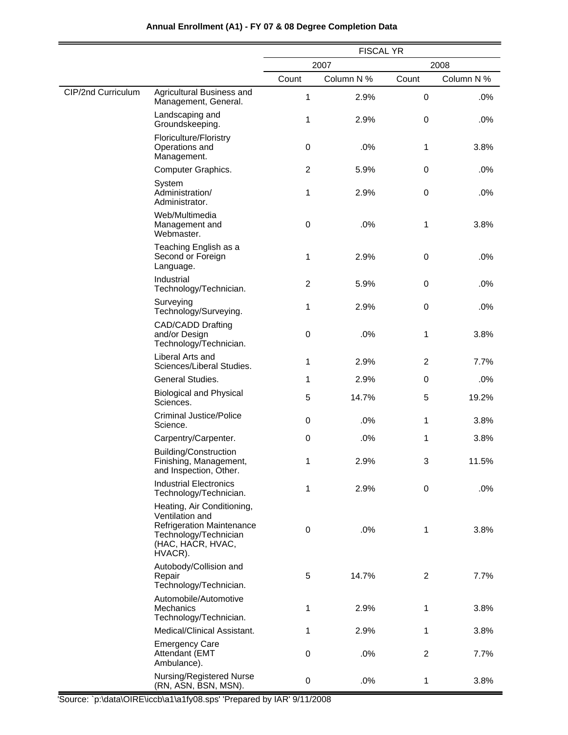**Annual Enrollment (A1) - FY 07 & 08 Degree Completion Data**

| | | FISCAL YR | | | |
|---|---|---|---|---|---|
| | | 2007 | | 2008 | |
| | | Count | Column N % | Count | Column N % |
| CIP/2nd Curriculum | Agricultural Business and Management, General. | 1 | 2.9% | 0 | .0% |
| | Landscaping and Groundskeeping. | 1 | 2.9% | 0 | .0% |
| | Floriculture/Floristry Operations and Management. | 0 | .0% | 1 | 3.8% |
| | Computer Graphics. | 2 | 5.9% | 0 | .0% |
| | System Administration/ Administrator. | 1 | 2.9% | 0 | .0% |
| | Web/Multimedia Management and Webmaster. | 0 | .0% | 1 | 3.8% |
| | Teaching English as a Second or Foreign Language. | 1 | 2.9% | 0 | .0% |
| | Industrial Technology/Technician. | 2 | 5.9% | 0 | .0% |
| | Surveying Technology/Surveying. | 1 | 2.9% | 0 | .0% |
| | CAD/CADD Drafting and/or Design Technology/Technician. | 0 | .0% | 1 | 3.8% |
| | Liberal Arts and Sciences/Liberal Studies. | 1 | 2.9% | 2 | 7.7% |
| | General Studies. | 1 | 2.9% | 0 | .0% |
| | Biological and Physical Sciences. | 5 | 14.7% | 5 | 19.2% |
| | Criminal Justice/Police Science. | 0 | .0% | 1 | 3.8% |
| | Carpentry/Carpenter. | 0 | .0% | 1 | 3.8% |
| | Building/Construction Finishing, Management, and Inspection, Other. | 1 | 2.9% | 3 | 11.5% |
| | Industrial Electronics Technology/Technician. | 1 | 2.9% | 0 | .0% |
| | Heating, Air Conditioning, Ventilation and Refrigeration Maintenance Technology/Technician (HAC, HACR, HVAC, HVACR). | 0 | .0% | 1 | 3.8% |
| | Autobody/Collision and Repair Technology/Technician. | 5 | 14.7% | 2 | 7.7% |
| | Automobile/Automotive Mechanics Technology/Technician. | 1 | 2.9% | 1 | 3.8% |
| | Medical/Clinical Assistant. | 1 | 2.9% | 1 | 3.8% |
| | Emergency Care Attendant (EMT Ambulance). | 0 | .0% | 2 | 7.7% |
| | Nursing/Registered Nurse (RN, ASN, BSN, MSN). | 0 | .0% | 1 | 3.8% |

'Source: `p:\data\OIRE\iccb\a1\a1fy08.sps' 'Prepared by IAR' 9/11/2008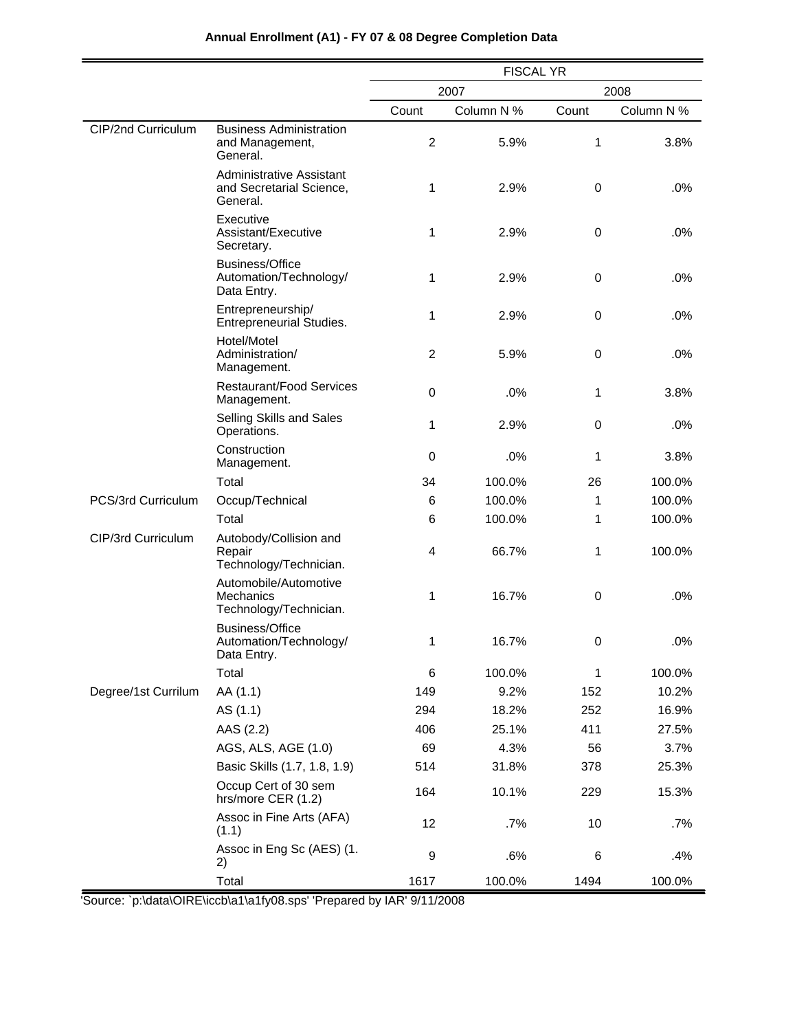**Annual Enrollment (A1) - FY 07 & 08 Degree Completion Data**

| | | FISCAL YR | | | |
|---|---|---|---|---|---|
| | | 2007 | | 2008 | |
| | | Count | Column N % | Count | Column N % |
| CIP/2nd Curriculum | Business Administration and Management, General. | 2 | 5.9% | 1 | 3.8% |
| | Administrative Assistant and Secretarial Science, General. | 1 | 2.9% | 0 | .0% |
| | Executive Assistant/Executive Secretary. | 1 | 2.9% | 0 | .0% |
| | Business/Office Automation/Technology/ Data Entry. | 1 | 2.9% | 0 | .0% |
| | Entrepreneurship/ Entrepreneurial Studies. | 1 | 2.9% | 0 | .0% |
| | Hotel/Motel Administration/ Management. | 2 | 5.9% | 0 | .0% |
| | Restaurant/Food Services Management. | 0 | .0% | 1 | 3.8% |
| | Selling Skills and Sales Operations. | 1 | 2.9% | 0 | .0% |
| | Construction Management. | 0 | .0% | 1 | 3.8% |
| | Total | 34 | 100.0% | 26 | 100.0% |
| PCS/3rd Curriculum | Occup/Technical | 6 | 100.0% | 1 | 100.0% |
| | Total | 6 | 100.0% | 1 | 100.0% |
| CIP/3rd Curriculum | Autobody/Collision and Repair Technology/Technician. | 4 | 66.7% | 1 | 100.0% |
| | Automobile/Automotive Mechanics Technology/Technician. | 1 | 16.7% | 0 | .0% |
| | Business/Office Automation/Technology/ Data Entry. | 1 | 16.7% | 0 | .0% |
| | Total | 6 | 100.0% | 1 | 100.0% |
| Degree/1st Currilum | AA (1.1) | 149 | 9.2% | 152 | 10.2% |
| | AS (1.1) | 294 | 18.2% | 252 | 16.9% |
| | AAS (2.2) | 406 | 25.1% | 411 | 27.5% |
| | AGS, ALS, AGE (1.0) | 69 | 4.3% | 56 | 3.7% |
| | Basic Skills (1.7, 1.8, 1.9) | 514 | 31.8% | 378 | 25.3% |
| | Occup Cert of 30 sem hrs/more CER (1.2) | 164 | 10.1% | 229 | 15.3% |
| | Assoc in Fine Arts (AFA) (1.1) | 12 | .7% | 10 | .7% |
| | Assoc in Eng Sc (AES) (1. 2) | 9 | .6% | 6 | .4% |
| | Total | 1617 | 100.0% | 1494 | 100.0% |

'Source: `p:\data\OIRE\iccb\a1\a1fy08.sps' 'Prepared by IAR' 9/11/2008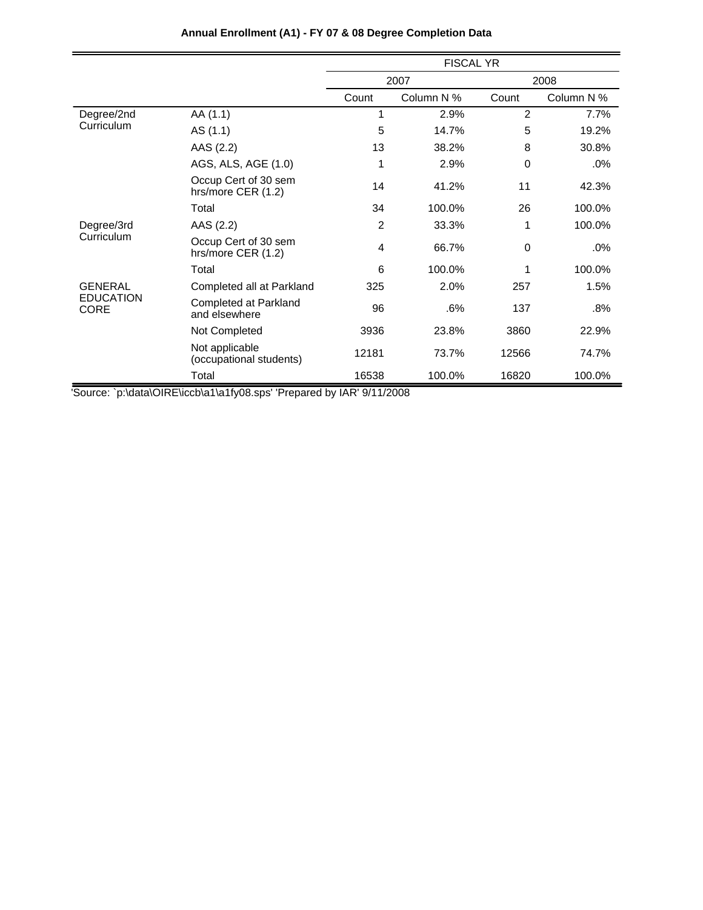**Annual Enrollment (A1) - FY 07 & 08 Degree Completion Data**

| | | FISCAL YR | | | |
|---|---|---|---|---|---|
| | | 2007 | | 2008 | |
| | | Count | Column N % | Count | Column N % |
| Degree/2nd Curriculum | AA (1.1) | 1 | 2.9% | 2 | 7.7% |
| | AS (1.1) | 5 | 14.7% | 5 | 19.2% |
| | AAS (2.2) | 13 | 38.2% | 8 | 30.8% |
| | AGS, ALS, AGE (1.0) | 1 | 2.9% | 0 | .0% |
| | Occup Cert of 30 sem hrs/more CER (1.2) | 14 | 41.2% | 11 | 42.3% |
| | Total | 34 | 100.0% | 26 | 100.0% |
| Degree/3rd Curriculum | AAS (2.2) | 2 | 33.3% | 1 | 100.0% |
| | Occup Cert of 30 sem hrs/more CER (1.2) | 4 | 66.7% | 0 | .0% |
| | Total | 6 | 100.0% | 1 | 100.0% |
| GENERAL EDUCATION CORE | Completed all at Parkland | 325 | 2.0% | 257 | 1.5% |
| | Completed at Parkland and elsewhere | 96 | .6% | 137 | .8% |
| | Not Completed | 3936 | 23.8% | 3860 | 22.9% |
| | Not applicable (occupational students) | 12181 | 73.7% | 12566 | 74.7% |
| | Total | 16538 | 100.0% | 16820 | 100.0% |

'Source: `p:\data\OIRE\iccb\a1\a1fy08.sps' 'Prepared by IAR' 9/11/2008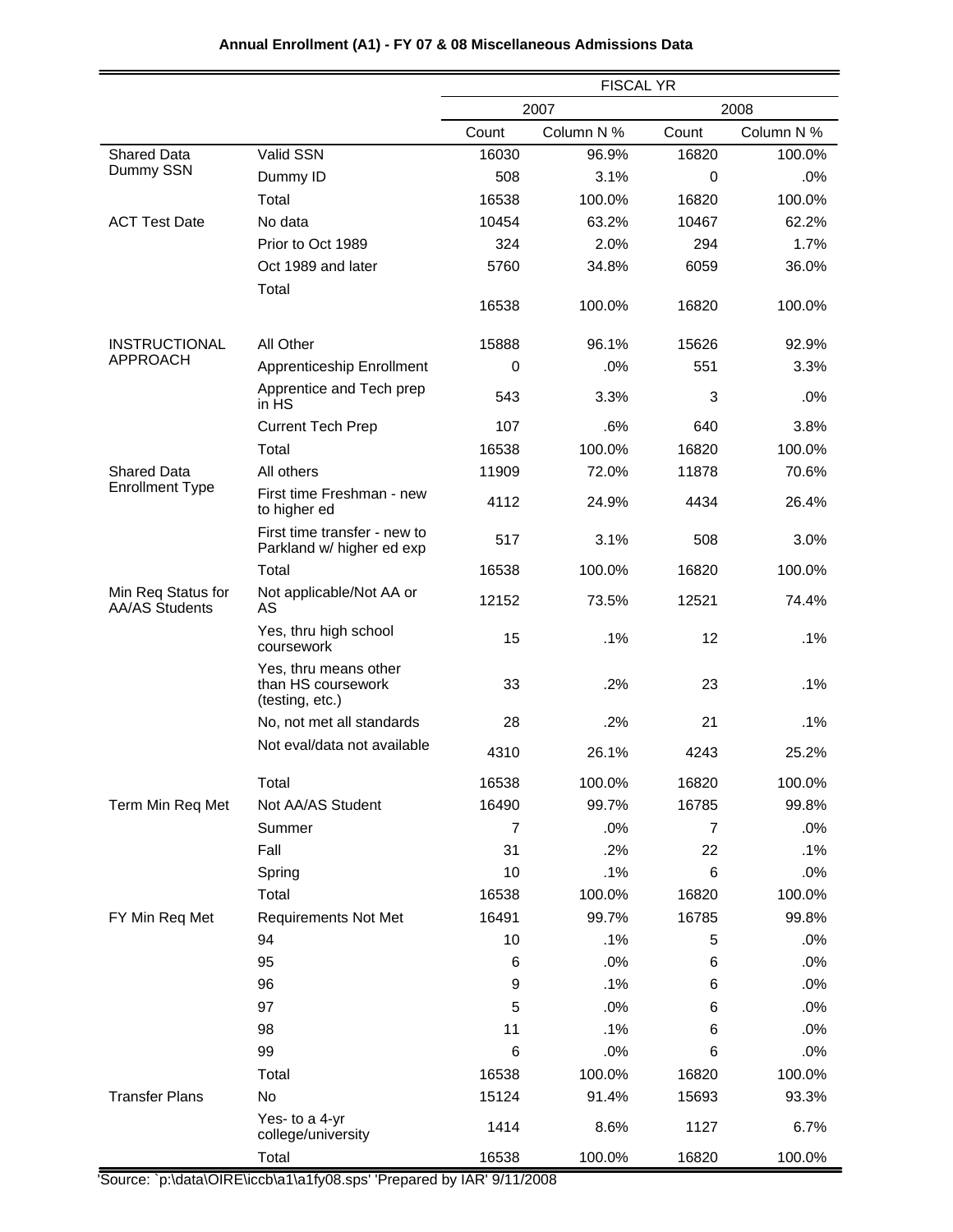**Annual Enrollment (A1) - FY 07 & 08 Miscellaneous Admissions Data**

| | | FISCAL YR | | | |
|---|---|---|---|---|---|
| | | 2007 | | 2008 | |
| | | Count | Column N % | Count | Column N % |
| Shared Data Dummy SSN | Valid SSN | 16030 | 96.9% | 16820 | 100.0% |
| | Dummy ID | 508 | 3.1% | 0 | .0% |
| | Total | 16538 | 100.0% | 16820 | 100.0% |
| ACT Test Date | No data | 10454 | 63.2% | 10467 | 62.2% |
| | Prior to Oct 1989 | 324 | 2.0% | 294 | 1.7% |
| | Oct 1989 and later | 5760 | 34.8% | 6059 | 36.0% |
| | Total | 16538 | 100.0% | 16820 | 100.0% |
| INSTRUCTIONAL APPROACH | All Other | 15888 | 96.1% | 15626 | 92.9% |
| | Apprenticeship Enrollment | 0 | .0% | 551 | 3.3% |
| | Apprentice and Tech prep in HS | 543 | 3.3% | 3 | .0% |
| | Current Tech Prep | 107 | .6% | 640 | 3.8% |
| | Total | 16538 | 100.0% | 16820 | 100.0% |
| Shared Data Enrollment Type | All others | 11909 | 72.0% | 11878 | 70.6% |
| | First time Freshman - new to higher ed | 4112 | 24.9% | 4434 | 26.4% |
| | First time transfer - new to Parkland w/ higher ed exp | 517 | 3.1% | 508 | 3.0% |
| | Total | 16538 | 100.0% | 16820 | 100.0% |
| Min Req Status for AA/AS Students | Not applicable/Not AA or AS | 12152 | 73.5% | 12521 | 74.4% |
| | Yes, thru high school coursework | 15 | .1% | 12 | .1% |
| | Yes, thru means other than HS coursework (testing, etc.) | 33 | .2% | 23 | .1% |
| | No, not met all standards | 28 | .2% | 21 | .1% |
| | Not eval/data not available | 4310 | 26.1% | 4243 | 25.2% |
| | Total | 16538 | 100.0% | 16820 | 100.0% |
| Term Min Req Met | Not AA/AS Student | 16490 | 99.7% | 16785 | 99.8% |
| | Summer | 7 | .0% | 7 | .0% |
| | Fall | 31 | .2% | 22 | .1% |
| | Spring | 10 | .1% | 6 | .0% |
| | Total | 16538 | 100.0% | 16820 | 100.0% |
| FY Min Req Met | Requirements Not Met | 16491 | 99.7% | 16785 | 99.8% |
| | 94 | 10 | .1% | 5 | .0% |
| | 95 | 6 | .0% | 6 | .0% |
| | 96 | 9 | .1% | 6 | .0% |
| | 97 | 5 | .0% | 6 | .0% |
| | 98 | 11 | .1% | 6 | .0% |
| | 99 | 6 | .0% | 6 | .0% |
| | Total | 16538 | 100.0% | 16820 | 100.0% |
| Transfer Plans | No | 15124 | 91.4% | 15693 | 93.3% |
| | Yes- to a 4-yr college/university | 1414 | 8.6% | 1127 | 6.7% |
| | Total | 16538 | 100.0% | 16820 | 100.0% |

'Source: `p:\data\OIRE\iccb\a1\a1fy08.sps' 'Prepared by IAR' 9/11/2008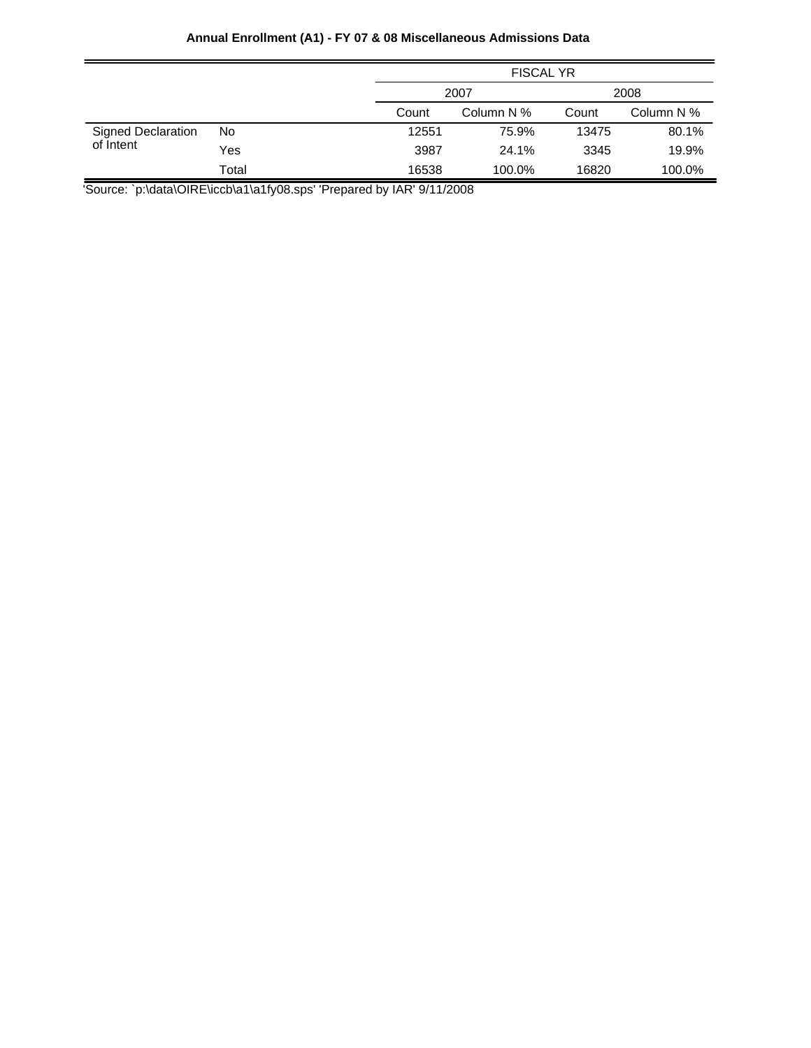**Annual Enrollment (A1) - FY 07 & 08 Miscellaneous Admissions Data**

| | | FISCAL YR | | | |
|---|---|---|---|---|---|
| | | 2007 | | 2008 | |
| | | Count | Column N % | Count | Column N % |
| Signed Declaration of Intent | No | 12551 | 75.9% | 13475 | 80.1% |
| | Yes | 3987 | 24.1% | 3345 | 19.9% |
| | Total | 16538 | 100.0% | 16820 | 100.0% |

'Source: `p:\data\OIRE\iccb\a1\a1fy08.sps' 'Prepared by IAR' 9/11/2008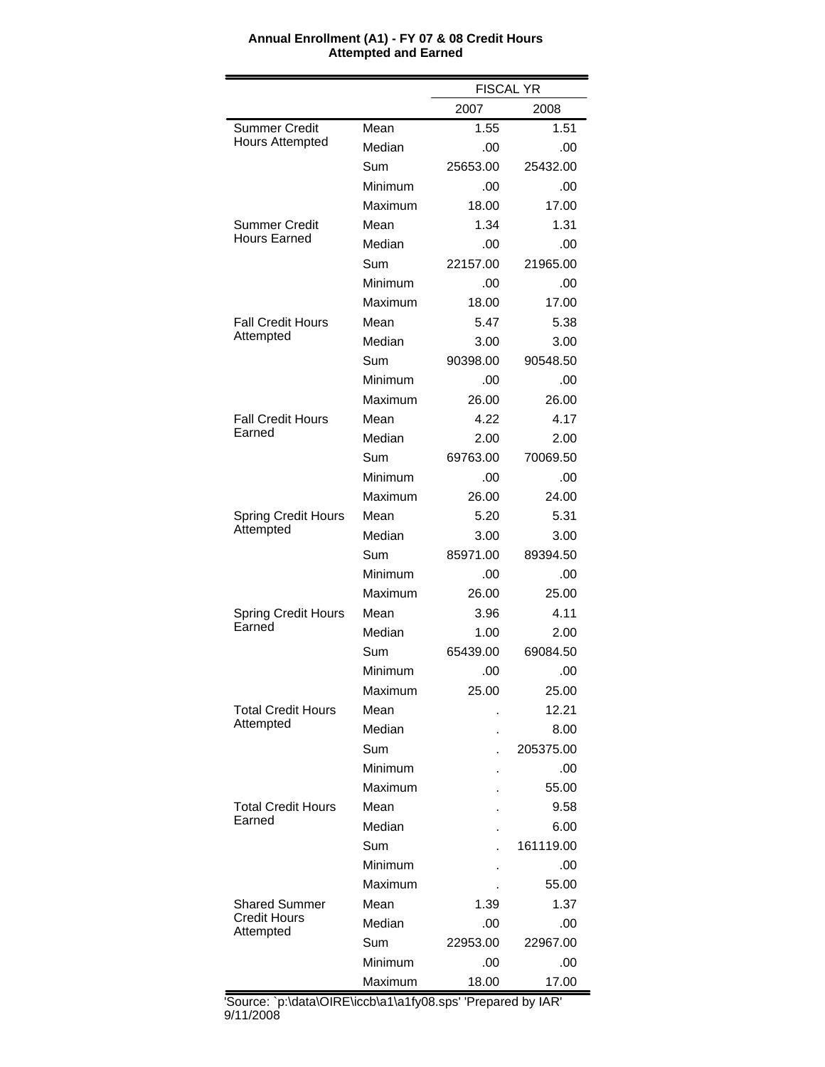**Annual Enrollment (A1) - FY 07 & 08 Credit Hours Attempted and Earned**

| | | FISCAL YR | |
|---|---|---|---|
| | | 2007 | 2008 |
| Summer Credit Hours Attempted | Mean | 1.55 | 1.51 |
| | Median | .00 | .00 |
| | Sum | 25653.00 | 25432.00 |
| | Minimum | .00 | .00 |
| | Maximum | 18.00 | 17.00 |
| Summer Credit Hours Earned | Mean | 1.34 | 1.31 |
| | Median | .00 | .00 |
| | Sum | 22157.00 | 21965.00 |
| | Minimum | .00 | .00 |
| | Maximum | 18.00 | 17.00 |
| Fall Credit Hours Attempted | Mean | 5.47 | 5.38 |
| | Median | 3.00 | 3.00 |
| | Sum | 90398.00 | 90548.50 |
| | Minimum | .00 | .00 |
| | Maximum | 26.00 | 26.00 |
| Fall Credit Hours Earned | Mean | 4.22 | 4.17 |
| | Median | 2.00 | 2.00 |
| | Sum | 69763.00 | 70069.50 |
| | Minimum | .00 | .00 |
| | Maximum | 26.00 | 24.00 |
| Spring Credit Hours Attempted | Mean | 5.20 | 5.31 |
| | Median | 3.00 | 3.00 |
| | Sum | 85971.00 | 89394.50 |
| | Minimum | .00 | .00 |
| | Maximum | 26.00 | 25.00 |
| Spring Credit Hours Earned | Mean | 3.96 | 4.11 |
| | Median | 1.00 | 2.00 |
| | Sum | 65439.00 | 69084.50 |
| | Minimum | .00 | .00 |
| | Maximum | 25.00 | 25.00 |
| Total Credit Hours Attempted | Mean | . | 12.21 |
| | Median | . | 8.00 |
| | Sum | . | 205375.00 |
| | Minimum | . | .00 |
| | Maximum | . | 55.00 |
| Total Credit Hours Earned | Mean | . | 9.58 |
| | Median | . | 6.00 |
| | Sum | . | 161119.00 |
| | Minimum | . | .00 |
| | Maximum | . | 55.00 |
| Shared Summer Credit Hours Attempted | Mean | 1.39 | 1.37 |
| | Median | .00 | .00 |
| | Sum | 22953.00 | 22967.00 |
| | Minimum | .00 | .00 |
| | Maximum | 18.00 | 17.00 |

'Source: `p:\data\OIRE\iccb\a1\a1fy08.sps' 'Prepared by IAR' 9/11/2008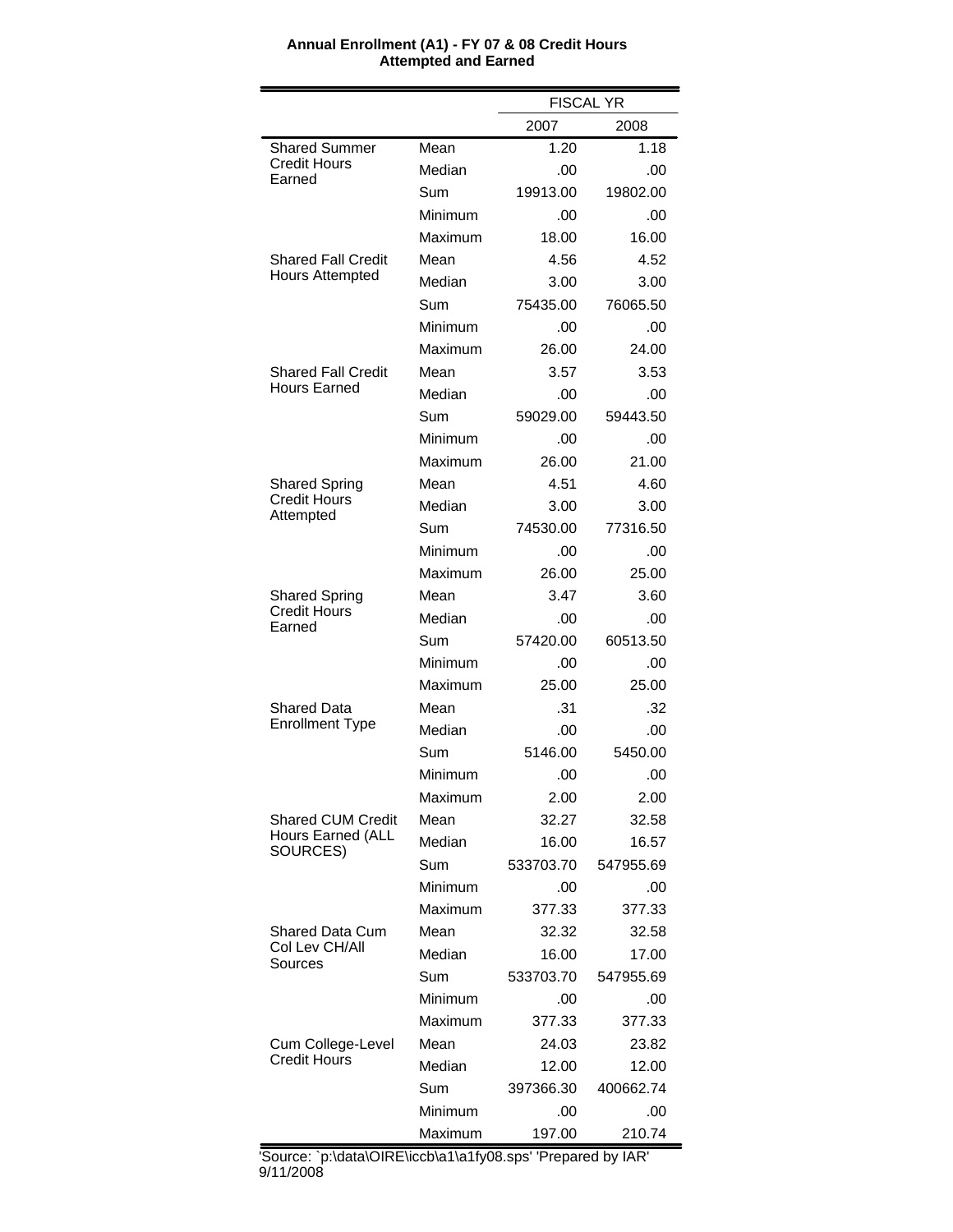**Annual Enrollment (A1) - FY 07 & 08 Credit Hours Attempted and Earned**

| | | FISCAL YR | |
|---|---|---|---|
| | | 2007 | 2008 |
| Shared Summer Credit Hours Earned | Mean | 1.20 | 1.18 |
| | Median | .00 | .00 |
| | Sum | 19913.00 | 19802.00 |
| | Minimum | .00 | .00 |
| | Maximum | 18.00 | 16.00 |
| Shared Fall Credit Hours Attempted | Mean | 4.56 | 4.52 |
| | Median | 3.00 | 3.00 |
| | Sum | 75435.00 | 76065.50 |
| | Minimum | .00 | .00 |
| | Maximum | 26.00 | 24.00 |
| Shared Fall Credit Hours Earned | Mean | 3.57 | 3.53 |
| | Median | .00 | .00 |
| | Sum | 59029.00 | 59443.50 |
| | Minimum | .00 | .00 |
| | Maximum | 26.00 | 21.00 |
| Shared Spring Credit Hours Attempted | Mean | 4.51 | 4.60 |
| | Median | 3.00 | 3.00 |
| | Sum | 74530.00 | 77316.50 |
| | Minimum | .00 | .00 |
| | Maximum | 26.00 | 25.00 |
| Shared Spring Credit Hours Earned | Mean | 3.47 | 3.60 |
| | Median | .00 | .00 |
| | Sum | 57420.00 | 60513.50 |
| | Minimum | .00 | .00 |
| | Maximum | 25.00 | 25.00 |
| Shared Data Enrollment Type | Mean | .31 | .32 |
| | Median | .00 | .00 |
| | Sum | 5146.00 | 5450.00 |
| | Minimum | .00 | .00 |
| | Maximum | 2.00 | 2.00 |
| Shared CUM Credit Hours Earned (ALL SOURCES) | Mean | 32.27 | 32.58 |
| | Median | 16.00 | 16.57 |
| | Sum | 533703.70 | 547955.69 |
| | Minimum | .00 | .00 |
| | Maximum | 377.33 | 377.33 |
| Shared Data Cum Col Lev CH/All Sources | Mean | 32.32 | 32.58 |
| | Median | 16.00 | 17.00 |
| | Sum | 533703.70 | 547955.69 |
| | Minimum | .00 | .00 |
| | Maximum | 377.33 | 377.33 |
| Cum College-Level Credit Hours | Mean | 24.03 | 23.82 |
| | Median | 12.00 | 12.00 |
| | Sum | 397366.30 | 400662.74 |
| | Minimum | .00 | .00 |
| | Maximum | 197.00 | 210.74 |

'Source: `p:\data\OIRE\iccb\a1\a1fy08.sps' 'Prepared by IAR' 9/11/2008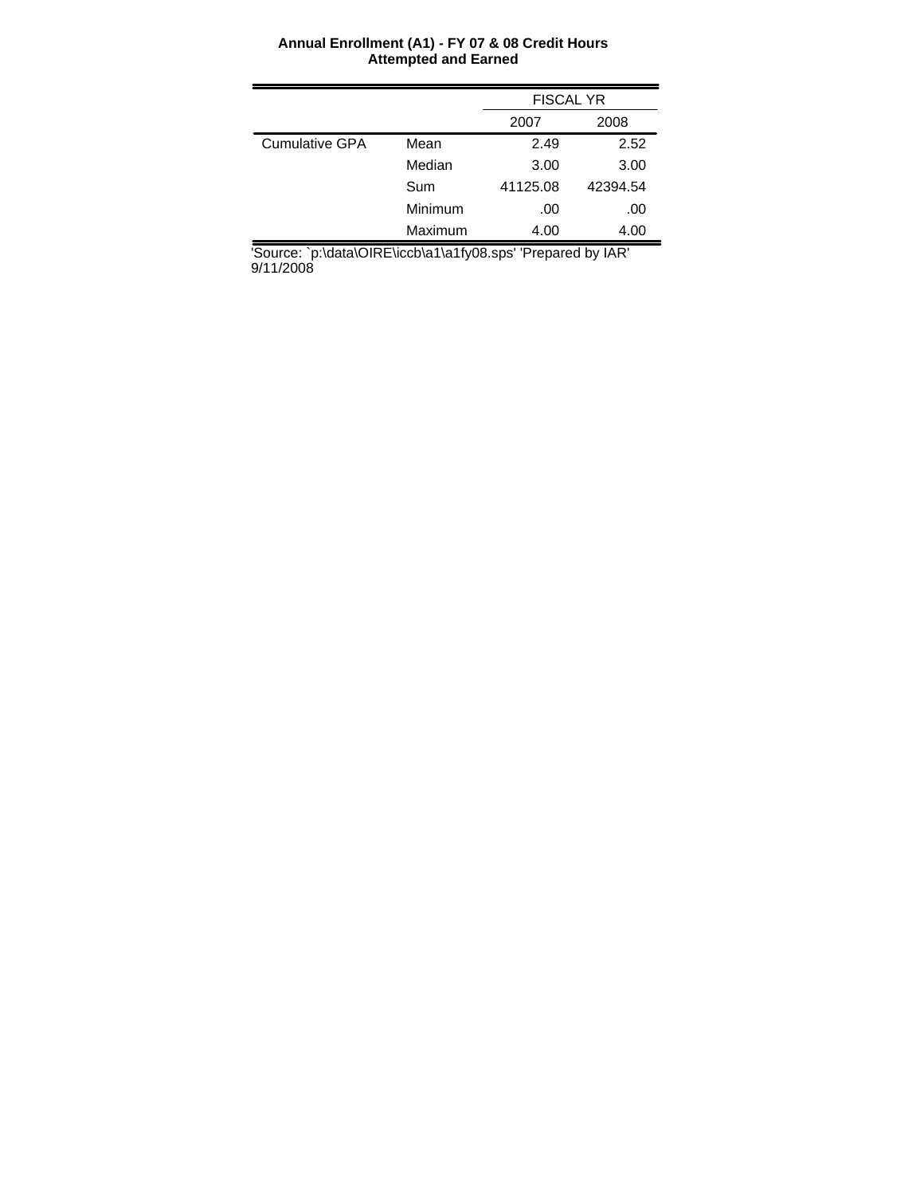**Annual Enrollment (A1) - FY 07 & 08 Credit Hours Attempted and Earned**

| | | FISCAL YR | |
|---|---|---|---|
| | | 2007 | 2008 |
| Cumulative GPA | Mean | 2.49 | 2.52 |
| | Median | 3.00 | 3.00 |
| | Sum | 41125.08 | 42394.54 |
| | Minimum | .00 | .00 |
| | Maximum | 4.00 | 4.00 |

'Source: `p:\data\OIRE\iccb\a1\a1fy08.sps' 'Prepared by IAR' 9/11/2008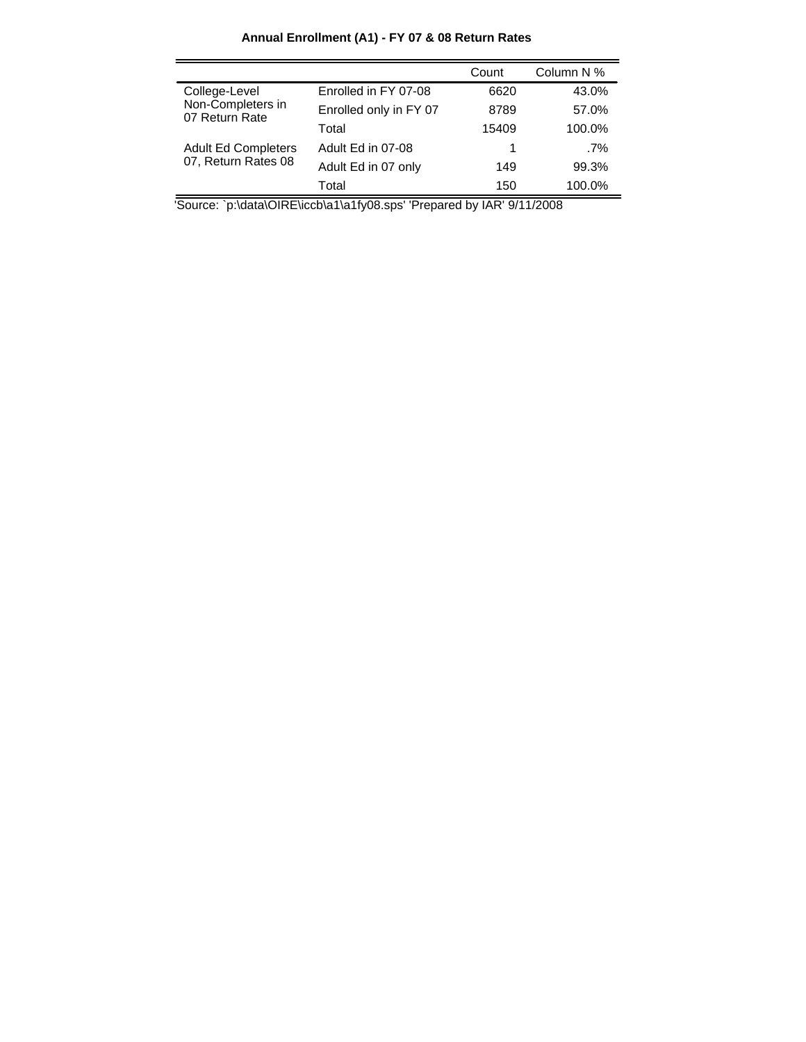**Annual Enrollment (A1) - FY 07 & 08 Return Rates**

| | | Count | Column N % |
|---|---|---|---|
| College-Level Non-Completers in 07 Return Rate | Enrolled in FY 07-08 | 6620 | 43.0% |
| | Enrolled only in FY 07 | 8789 | 57.0% |
| | Total | 15409 | 100.0% |
| Adult Ed Completers 07, Return Rates 08 | Adult Ed in 07-08 | 1 | .7% |
| | Adult Ed in 07 only | 149 | 99.3% |
| | Total | 150 | 100.0% |

'Source: `p:\data\OIRE\iccb\a1\a1fy08.sps' 'Prepared by IAR' 9/11/2008